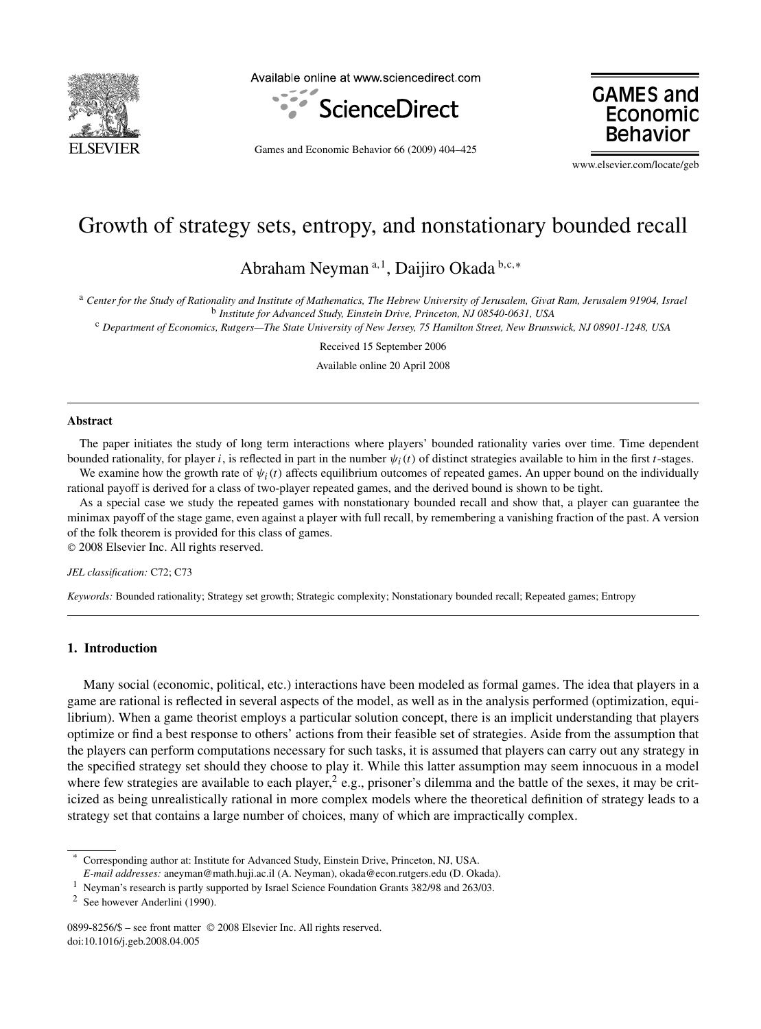# Growth of strategy sets, entropy, and nonstationary bounded recall

Abraham Neyman [a,1], Daijiro Okada [b,c,*]

[a] *Center for the Study of Rationality and Institute of Mathematics, The Hebrew University of Jerusalem, Givat Ram, Jerusalem 91904, Israel*
[b] *Institute for Advanced Study, Einstein Drive, Princeton, NJ 08540-0631, USA*
[c] *Department of Economics, Rutgers—The State University of New Jersey, 75 Hamilton Street, New Brunswick, NJ 08901-1248, USA*

Received 15 September 2006

Available online 20 April 2008

---

**Abstract**

The paper initiates the study of long term interactions where players' bounded rationality varies over time. Time dependent bounded rationality, for player $i$, is reflected in part in the number $\psi_i(t)$ of distinct strategies available to him in the first $t$-stages.

We examine how the growth rate of $\psi_i(t)$ affects equilibrium outcomes of repeated games. An upper bound on the individually rational payoff is derived for a class of two-player repeated games, and the derived bound is shown to be tight.

As a special case we study the repeated games with nonstationary bounded recall and show that, a player can guarantee the minimax payoff of the stage game, even against a player with full recall, by remembering a vanishing fraction of the past. A version of the folk theorem is provided for this class of games.

© 2008 Elsevier Inc. All rights reserved.

*JEL classification:* C72; C73

*Keywords:* Bounded rationality; Strategy set growth; Strategic complexity; Nonstationary bounded recall; Repeated games; Entropy

---

## 1. Introduction

Many social (economic, political, etc.) interactions have been modeled as formal games. The idea that players in a game are rational is reflected in several aspects of the model, as well as in the analysis performed (optimization, equilibrium). When a game theorist employs a particular solution concept, there is an implicit understanding that players optimize or find a best response to others' actions from their feasible set of strategies. Aside from the assumption that the players can perform computations necessary for such tasks, it is assumed that players can carry out any strategy in the specified strategy set should they choose to play it. While this latter assumption may seem innocuous in a model where few strategies are available to each player,[2] e.g., prisoner's dilemma and the battle of the sexes, it may be criticized as being unrealistically rational in more complex models where the theoretical definition of strategy leads to a strategy set that contains a large number of choices, many of which are impractically complex.

---

[*] Corresponding author at: Institute for Advanced Study, Einstein Drive, Princeton, NJ, USA.
*E-mail addresses:* aneyman@math.huji.ac.il (A. Neyman), okada@econ.rutgers.edu (D. Okada).

[1] Neyman's research is partly supported by Israel Science Foundation Grants 382/98 and 263/03.

[2] See however Anderlini (1990).

0899-8256/$ – see front matter © 2008 Elsevier Inc. All rights reserved.
doi:10.1016/j.geb.2008.04.005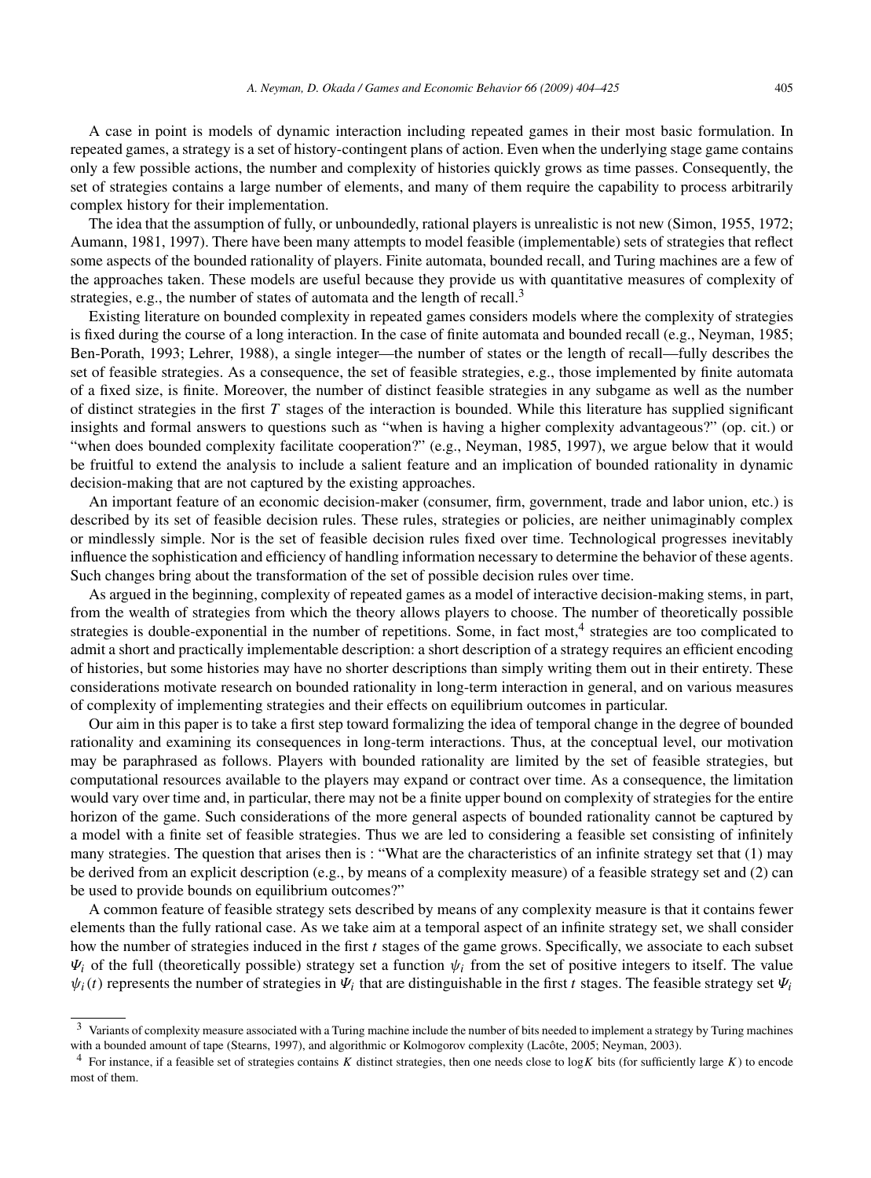A case in point is models of dynamic interaction including repeated games in their most basic formulation. In repeated games, a strategy is a set of history-contingent plans of action. Even when the underlying stage game contains only a few possible actions, the number and complexity of histories quickly grows as time passes. Consequently, the set of strategies contains a large number of elements, and many of them require the capability to process arbitrarily complex history for their implementation.

The idea that the assumption of fully, or unboundedly, rational players is unrealistic is not new (Simon, 1955, 1972; Aumann, 1981, 1997). There have been many attempts to model feasible (implementable) sets of strategies that reflect some aspects of the bounded rationality of players. Finite automata, bounded recall, and Turing machines are a few of the approaches taken. These models are useful because they provide us with quantitative measures of complexity of strategies, e.g., the number of states of automata and the length of recall.[3]

Existing literature on bounded complexity in repeated games considers models where the complexity of strategies is fixed during the course of a long interaction. In the case of finite automata and bounded recall (e.g., Neyman, 1985; Ben-Porath, 1993; Lehrer, 1988), a single integer—the number of states or the length of recall—fully describes the set of feasible strategies. As a consequence, the set of feasible strategies, e.g., those implemented by finite automata of a fixed size, is finite. Moreover, the number of distinct feasible strategies in any subgame as well as the number of distinct strategies in the first $T$ stages of the interaction is bounded. While this literature has supplied significant insights and formal answers to questions such as "when is having a higher complexity advantageous?" (op. cit.) or "when does bounded complexity facilitate cooperation?" (e.g., Neyman, 1985, 1997), we argue below that it would be fruitful to extend the analysis to include a salient feature and an implication of bounded rationality in dynamic decision-making that are not captured by the existing approaches.

An important feature of an economic decision-maker (consumer, firm, government, trade and labor union, etc.) is described by its set of feasible decision rules. These rules, strategies or policies, are neither unimaginably complex or mindlessly simple. Nor is the set of feasible decision rules fixed over time. Technological progresses inevitably influence the sophistication and efficiency of handling information necessary to determine the behavior of these agents. Such changes bring about the transformation of the set of possible decision rules over time.

As argued in the beginning, complexity of repeated games as a model of interactive decision-making stems, in part, from the wealth of strategies from which the theory allows players to choose. The number of theoretically possible strategies is double-exponential in the number of repetitions. Some, in fact most,[4] strategies are too complicated to admit a short and practically implementable description: a short description of a strategy requires an efficient encoding of histories, but some histories may have no shorter descriptions than simply writing them out in their entirety. These considerations motivate research on bounded rationality in long-term interaction in general, and on various measures of complexity of implementing strategies and their effects on equilibrium outcomes in particular.

Our aim in this paper is to take a first step toward formalizing the idea of temporal change in the degree of bounded rationality and examining its consequences in long-term interactions. Thus, at the conceptual level, our motivation may be paraphrased as follows. Players with bounded rationality are limited by the set of feasible strategies, but computational resources available to the players may expand or contract over time. As a consequence, the limitation would vary over time and, in particular, there may not be a finite upper bound on complexity of strategies for the entire horizon of the game. Such considerations of the more general aspects of bounded rationality cannot be captured by a model with a finite set of feasible strategies. Thus we are led to considering a feasible set consisting of infinitely many strategies. The question that arises then is : "What are the characteristics of an infinite strategy set that (1) may be derived from an explicit description (e.g., by means of a complexity measure) of a feasible strategy set and (2) can be used to provide bounds on equilibrium outcomes?"

A common feature of feasible strategy sets described by means of any complexity measure is that it contains fewer elements than the fully rational case. As we take aim at a temporal aspect of an infinite strategy set, we shall consider how the number of strategies induced in the first $t$ stages of the game grows. Specifically, we associate to each subset $\Psi_i$ of the full (theoretically possible) strategy set a function $\psi_i$ from the set of positive integers to itself. The value $\psi_i(t)$ represents the number of strategies in $\Psi_i$ that are distinguishable in the first $t$ stages. The feasible strategy set $\Psi_i$

[3] Variants of complexity measure associated with a Turing machine include the number of bits needed to implement a strategy by Turing machines with a bounded amount of tape (Stearns, 1997), and algorithmic or Kolmogorov complexity (Lacôte, 2005; Neyman, 2003).

[4] For instance, if a feasible set of strategies contains $K$ distinct strategies, then one needs close to $\log K$ bits (for sufficiently large $K$) to encode most of them.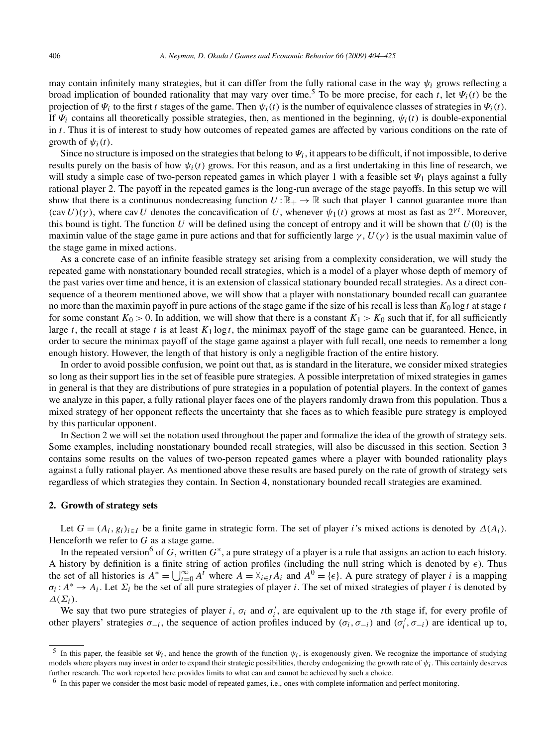may contain infinitely many strategies, but it can differ from the fully rational case in the way $\psi_i$ grows reflecting a broad implication of bounded rationality that may vary over time.[5] To be more precise, for each $t$, let $\Psi_i(t)$ be the projection of $\Psi_i$ to the first $t$ stages of the game. Then $\psi_i(t)$ is the number of equivalence classes of strategies in $\Psi_i(t)$. If $\Psi_i$ contains all theoretically possible strategies, then, as mentioned in the beginning, $\psi_i(t)$ is double-exponential in $t$. Thus it is of interest to study how outcomes of repeated games are affected by various conditions on the rate of growth of $\psi_i(t)$.

Since no structure is imposed on the strategies that belong to $\Psi_i$, it appears to be difficult, if not impossible, to derive results purely on the basis of how $\psi_i(t)$ grows. For this reason, and as a first undertaking in this line of research, we will study a simple case of two-person repeated games in which player 1 with a feasible set $\Psi_1$ plays against a fully rational player 2. The payoff in the repeated games is the long-run average of the stage payoffs. In this setup we will show that there is a continuous nondecreasing function $U : \mathbb{R}_+ \to \mathbb{R}$ such that player 1 cannot guarantee more than $(\operatorname{cav} U)(\gamma)$, where $\operatorname{cav} U$ denotes the concavification of $U$, whenever $\psi_1(t)$ grows at most as fast as $2^{\gamma t}$. Moreover, this bound is tight. The function $U$ will be defined using the concept of entropy and it will be shown that $U(0)$ is the maximin value of the stage game in pure actions and that for sufficiently large $\gamma$, $U(\gamma)$ is the usual maximin value of the stage game in mixed actions.

As a concrete case of an infinite feasible strategy set arising from a complexity consideration, we will study the repeated game with nonstationary bounded recall strategies, which is a model of a player whose depth of memory of the past varies over time and hence, it is an extension of classical stationary bounded recall strategies. As a direct consequence of a theorem mentioned above, we will show that a player with nonstationary bounded recall can guarantee no more than the maximin payoff in pure actions of the stage game if the size of his recall is less than $K_0 \log t$ at stage $t$ for some constant $K_0 > 0$. In addition, we will show that there is a constant $K_1 > K_0$ such that if, for all sufficiently large $t$, the recall at stage $t$ is at least $K_1 \log t$, the minimax payoff of the stage game can be guaranteed. Hence, in order to secure the minimax payoff of the stage game against a player with full recall, one needs to remember a long enough history. However, the length of that history is only a negligible fraction of the entire history.

In order to avoid possible confusion, we point out that, as is standard in the literature, we consider mixed strategies so long as their support lies in the set of feasible pure strategies. A possible interpretation of mixed strategies in games in general is that they are distributions of pure strategies in a population of potential players. In the context of games we analyze in this paper, a fully rational player faces one of the players randomly drawn from this population. Thus a mixed strategy of her opponent reflects the uncertainty that she faces as to which feasible pure strategy is employed by this particular opponent.

In Section 2 we will set the notation used throughout the paper and formalize the idea of the growth of strategy sets. Some examples, including nonstationary bounded recall strategies, will also be discussed in this section. Section 3 contains some results on the values of two-person repeated games where a player with bounded rationality plays against a fully rational player. As mentioned above these results are based purely on the rate of growth of strategy sets regardless of which strategies they contain. In Section 4, nonstationary bounded recall strategies are examined.

## 2. Growth of strategy sets

Let $G = (A_i, g_i)_{i \in I}$ be a finite game in strategic form. The set of player $i$'s mixed actions is denoted by $\Delta(A_i)$. Henceforth we refer to $G$ as a stage game.

In the repeated version[6] of $G$, written $G^*$, a pure strategy of a player is a rule that assigns an action to each history. A history by definition is a finite string of action profiles (including the null string which is denoted by $\epsilon$). Thus the set of all histories is $A^* = \bigcup_{t=0}^{\infty} A^t$ where $A = \times_{i \in I} A_i$ and $A^0 = \{\epsilon\}$. A pure strategy of player $i$ is a mapping $\sigma_i : A^* \to A_i$. Let $\Sigma_i$ be the set of all pure strategies of player $i$. The set of mixed strategies of player $i$ is denoted by $\Delta(\Sigma_i)$.

We say that two pure strategies of player $i$, $\sigma_i$ and $\sigma_i'$, are equivalent up to the $t$th stage if, for every profile of other players' strategies $\sigma_{-i}$, the sequence of action profiles induced by $(\sigma_i, \sigma_{-i})$ and $(\sigma_i', \sigma_{-i})$ are identical up to,

---

[5] In this paper, the feasible set $\Psi_i$, and hence the growth of the function $\psi_i$, is exogenously given. We recognize the importance of studying models where players may invest in order to expand their strategic possibilities, thereby endogenizing the growth rate of $\psi_i$. This certainly deserves further research. The work reported here provides limits to what can and cannot be achieved by such a choice.

[6] In this paper we consider the most basic model of repeated games, i.e., ones with complete information and perfect monitoring.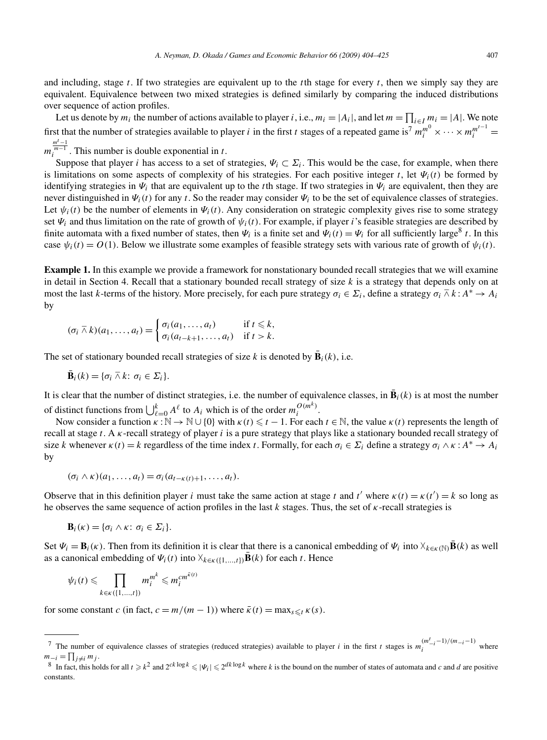and including, stage $t$. If two strategies are equivalent up to the $t$th stage for every $t$, then we simply say they are equivalent. Equivalence between two mixed strategies is defined similarly by comparing the induced distributions over sequence of action profiles.

Let us denote by $m_i$ the number of actions available to player $i$, i.e., $m_i = |A_i|$, and let $m = \prod_{i \in I} m_i = |A|$. We note first that the number of strategies available to player $i$ in the first $t$ stages of a repeated game is[7] $m_i^{m^0} \times \cdots \times m_i^{m^{t-1}} = m_i^{\frac{m^t - 1}{m-1}}$. This number is double exponential in $t$.

Suppose that player $i$ has access to a set of strategies, $\Psi_i \subset \Sigma_i$. This would be the case, for example, when there is limitations on some aspects of complexity of his strategies. For each positive integer $t$, let $\Psi_i(t)$ be formed by identifying strategies in $\Psi_i$ that are equivalent up to the $t$th stage. If two strategies in $\Psi_i$ are equivalent, then they are never distinguished in $\Psi_i(t)$ for any $t$. So the reader may consider $\Psi_i$ to be the set of equivalence classes of strategies. Let $\psi_i(t)$ be the number of elements in $\Psi_i(t)$. Any consideration on strategic complexity gives rise to some strategy set $\Psi_i$ and thus limitation on the rate of growth of $\psi_i(t)$. For example, if player $i$'s feasible strategies are described by finite automata with a fixed number of states, then $\Psi_i$ is a finite set and $\Psi_i(t) = \Psi_i$ for all sufficiently large[8] $t$. In this case $\psi_i(t) = O(1)$. Below we illustrate some examples of feasible strategy sets with various rate of growth of $\psi_i(t)$.

**Example 1.** In this example we provide a framework for nonstationary bounded recall strategies that we will examine in detail in Section 4. Recall that a stationary bounded recall strategy of size $k$ is a strategy that depends only on at most the last $k$-terms of the history. More precisely, for each pure strategy $\sigma_i \in \Sigma_i$, define a strategy $\sigma_i \mathbin{\bar{\wedge}} k : A^* \to A_i$ by

$$(\sigma_i \mathbin{\bar{\wedge}} k)(a_1, \ldots, a_t) = \begin{cases} \sigma_i(a_1, \ldots, a_t) & \text{if } t \leqslant k, \\ \sigma_i(a_{t-k+1}, \ldots, a_t) & \text{if } t > k. \end{cases}$$

The set of stationary bounded recall strategies of size $k$ is denoted by $\bar{\mathbf{B}}_i(k)$, i.e.

$$\bar{\mathbf{B}}_i(k) = \{\sigma_i \mathbin{\bar{\wedge}} k \colon \sigma_i \in \Sigma_i\}.$$

It is clear that the number of distinct strategies, i.e. the number of equivalence classes, in $\bar{\mathbf{B}}_i(k)$ is at most the number of distinct functions from $\bigcup_{\ell=0}^{k} A^\ell$ to $A_i$ which is of the order $m_i^{O(m^k)}$.

Now consider a function $\kappa : \mathbb{N} \to \mathbb{N} \cup \{0\}$ with $\kappa(t) \leqslant t - 1$. For each $t \in \mathbb{N}$, the value $\kappa(t)$ represents the length of recall at stage $t$. A $\kappa$-recall strategy of player $i$ is a pure strategy that plays like a stationary bounded recall strategy of size $k$ whenever $\kappa(t) = k$ regardless of the time index $t$. Formally, for each $\sigma_i \in \Sigma_i$ define a strategy $\sigma_i \wedge \kappa : A^* \to A_i$ by

$$(\sigma_i \wedge \kappa)(a_1, \ldots, a_t) = \sigma_i(a_{t-\kappa(t)+1}, \ldots, a_t).$$

Observe that in this definition player $i$ must take the same action at stage $t$ and $t'$ where $\kappa(t) = \kappa(t') = k$ so long as he observes the same sequence of action profiles in the last $k$ stages. Thus, the set of $\kappa$-recall strategies is

$$\mathbf{B}_i(\kappa) = \{\sigma_i \wedge \kappa \colon \sigma_i \in \Sigma_i\}.$$

Set $\Psi_i = \mathbf{B}_i(\kappa)$. Then from its definition it is clear that there is a canonical embedding of $\Psi_i$ into $\times_{k \in \kappa(\mathbb{N})} \bar{\mathbf{B}}(k)$ as well as a canonical embedding of $\Psi_i(t)$ into $\times_{k \in \kappa(\{1,\ldots,t\})} \bar{\mathbf{B}}(k)$ for each $t$. Hence

$$\psi_i(t) \leqslant \prod_{k \in \kappa(\{1,\ldots,t\})} m_i^{m^k} \leqslant m_i^{c m^{\bar{\kappa}(t)}}$$

for some constant $c$ (in fact, $c = m/(m-1)$) where $\bar{\kappa}(t) = \max_{s \leqslant t} \kappa(s)$.

---

[7] The number of equivalence classes of strategies (reduced strategies) available to player $i$ in the first $t$ stages is $m_i^{(m_{-i}^t - 1)/(m_{-i} - 1)}$ where $m_{-i} = \prod_{j \neq i} m_j$.

[8] In fact, this holds for all $t \geqslant k^2$ and $2^{ck \log k} \leqslant |\Psi_i| \leqslant 2^{dk \log k}$ where $k$ is the bound on the number of states of automata and $c$ and $d$ are positive constants.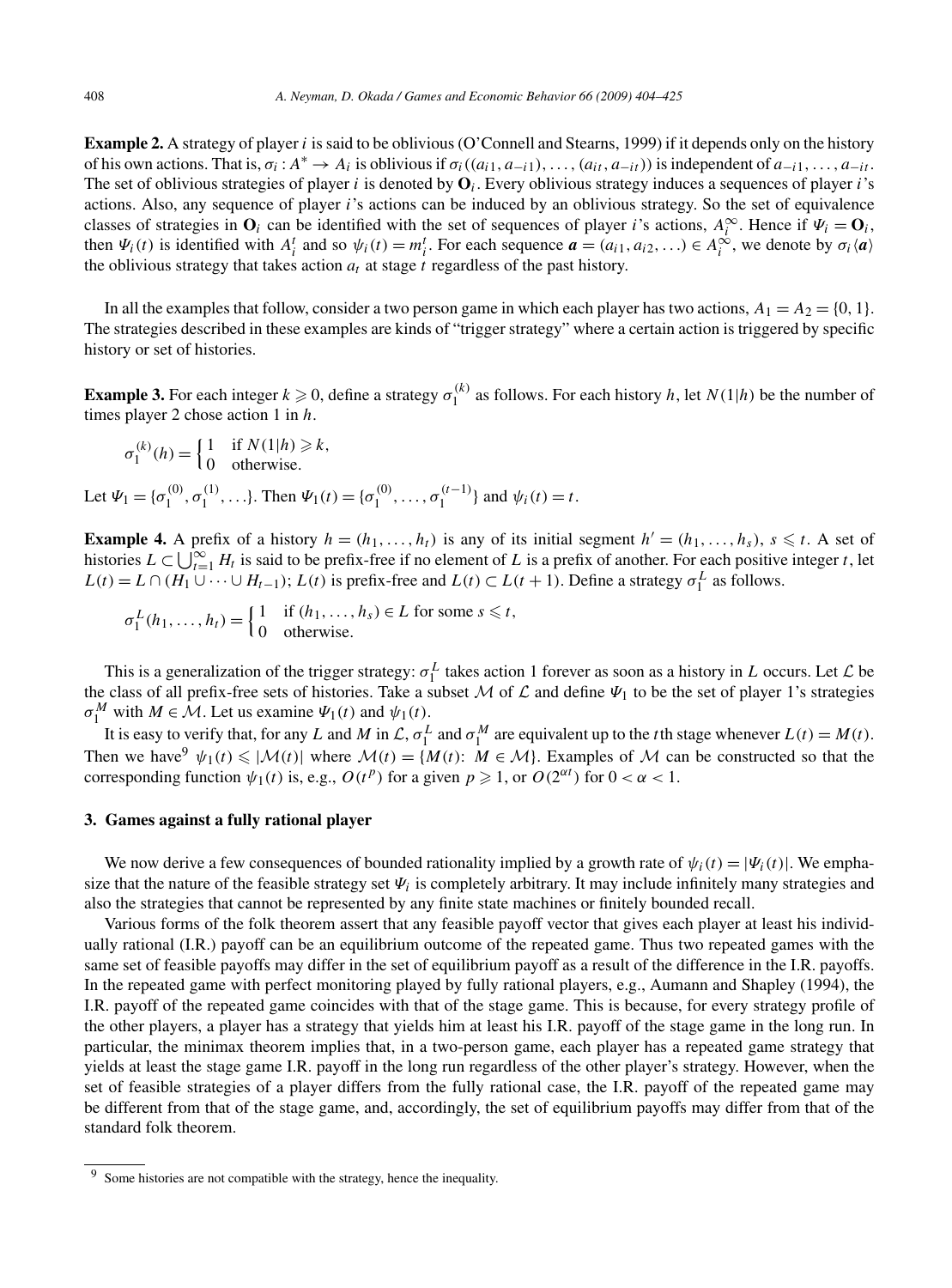**Example 2.** A strategy of player $i$ is said to be oblivious (O'Connell and Stearns, 1999) if it depends only on the history of his own actions. That is, $\sigma_i : A^* \to A_i$ is oblivious if $\sigma_i((a_{i1}, a_{-i1}), \ldots, (a_{it}, a_{-it}))$ is independent of $a_{-i1}, \ldots, a_{-it}$. The set of oblivious strategies of player $i$ is denoted by $\mathbf{O}_i$. Every oblivious strategy induces a sequences of player $i$'s actions. Also, any sequence of player $i$'s actions can be induced by an oblivious strategy. So the set of equivalence classes of strategies in $\mathbf{O}_i$ can be identified with the set of sequences of player $i$'s actions, $A_i^\infty$. Hence if $\Psi_i = \mathbf{O}_i$, then $\Psi_i(t)$ is identified with $A_i^t$ and so $\psi_i(t) = m_i^t$. For each sequence $\boldsymbol{a} = (a_{i1}, a_{i2}, \ldots) \in A_i^\infty$, we denote by $\sigma_i\langle \boldsymbol{a} \rangle$ the oblivious strategy that takes action $a_t$ at stage $t$ regardless of the past history.

In all the examples that follow, consider a two person game in which each player has two actions, $A_1 = A_2 = \{0, 1\}$. The strategies described in these examples are kinds of "trigger strategy" where a certain action is triggered by specific history or set of histories.

**Example 3.** For each integer $k \geqslant 0$, define a strategy $\sigma_1^{(k)}$ as follows. For each history $h$, let $N(1|h)$ be the number of times player 2 chose action 1 in $h$.

$$\sigma_1^{(k)}(h) = \begin{cases} 1 & \text{if } N(1|h) \geqslant k, \\ 0 & \text{otherwise.} \end{cases}$$

Let $\Psi_1 = \{\sigma_1^{(0)}, \sigma_1^{(1)}, \ldots\}$. Then $\Psi_1(t) = \{\sigma_1^{(0)}, \ldots, \sigma_1^{(t-1)}\}$ and $\psi_i(t) = t$.

**Example 4.** A prefix of a history $h = (h_1, \ldots, h_t)$ is any of its initial segment $h' = (h_1, \ldots, h_s)$, $s \leqslant t$. A set of histories $L \subset \bigcup_{t=1}^\infty H_t$ is said to be prefix-free if no element of $L$ is a prefix of another. For each positive integer $t$, let $L(t) = L \cap (H_1 \cup \cdots \cup H_{t-1})$; $L(t)$ is prefix-free and $L(t) \subset L(t+1)$. Define a strategy $\sigma_1^L$ as follows.

$$\sigma_1^L(h_1, \ldots, h_t) = \begin{cases} 1 & \text{if } (h_1, \ldots, h_s) \in L \text{ for some } s \leqslant t, \\ 0 & \text{otherwise.} \end{cases}$$

This is a generalization of the trigger strategy: $\sigma_1^L$ takes action 1 forever as soon as a history in $L$ occurs. Let $\mathcal{L}$ be the class of all prefix-free sets of histories. Take a subset $\mathcal{M}$ of $\mathcal{L}$ and define $\Psi_1$ to be the set of player 1's strategies $\sigma_1^M$ with $M \in \mathcal{M}$. Let us examine $\Psi_1(t)$ and $\psi_1(t)$.

It is easy to verify that, for any $L$ and $M$ in $\mathcal{L}$, $\sigma_1^L$ and $\sigma_1^M$ are equivalent up to the $t$th stage whenever $L(t) = M(t)$. Then we have[9] $\psi_1(t) \leqslant |\mathcal{M}(t)|$ where $\mathcal{M}(t) = \{M(t)\colon M \in \mathcal{M}\}$. Examples of $\mathcal{M}$ can be constructed so that the corresponding function $\psi_1(t)$ is, e.g., $O(t^p)$ for a given $p \geqslant 1$, or $O(2^{\alpha t})$ for $0 < \alpha < 1$.

## 3. Games against a fully rational player

We now derive a few consequences of bounded rationality implied by a growth rate of $\psi_i(t) = |\Psi_i(t)|$. We emphasize that the nature of the feasible strategy set $\Psi_i$ is completely arbitrary. It may include infinitely many strategies and also the strategies that cannot be represented by any finite state machines or finitely bounded recall.

Various forms of the folk theorem assert that any feasible payoff vector that gives each player at least his individually rational (I.R.) payoff can be an equilibrium outcome of the repeated game. Thus two repeated games with the same set of feasible payoffs may differ in the set of equilibrium payoff as a result of the difference in the I.R. payoffs. In the repeated game with perfect monitoring played by fully rational players, e.g., Aumann and Shapley (1994), the I.R. payoff of the repeated game coincides with that of the stage game. This is because, for every strategy profile of the other players, a player has a strategy that yields him at least his I.R. payoff of the stage game in the long run. In particular, the minimax theorem implies that, in a two-person game, each player has a repeated game strategy that yields at least the stage game I.R. payoff in the long run regardless of the other player's strategy. However, when the set of feasible strategies of a player differs from the fully rational case, the I.R. payoff of the repeated game may be different from that of the stage game, and, accordingly, the set of equilibrium payoffs may differ from that of the standard folk theorem.

[9] Some histories are not compatible with the strategy, hence the inequality.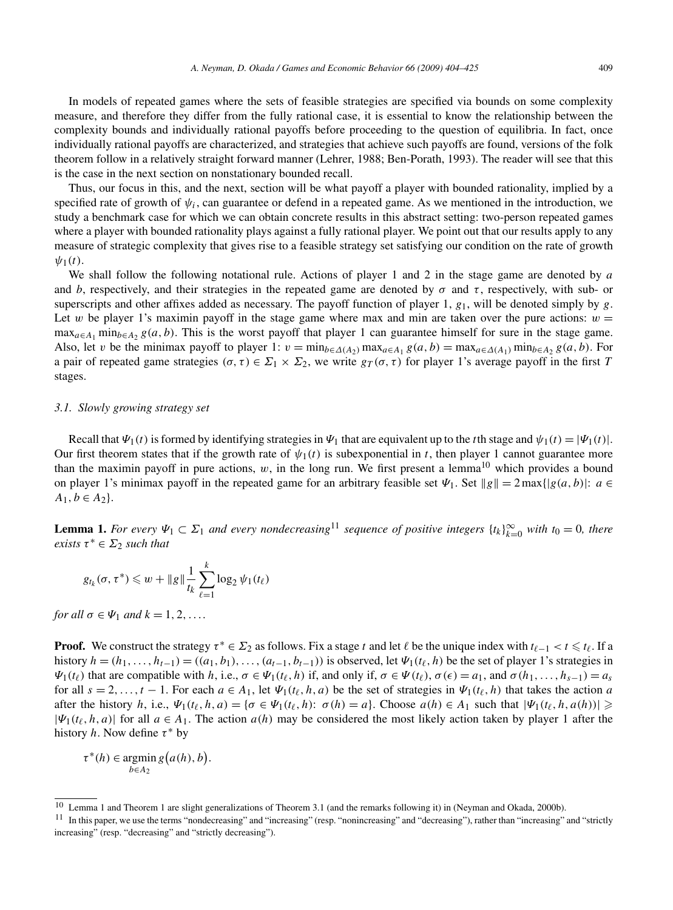In models of repeated games where the sets of feasible strategies are specified via bounds on some complexity measure, and therefore they differ from the fully rational case, it is essential to know the relationship between the complexity bounds and individually rational payoffs before proceeding to the question of equilibria. In fact, once individually rational payoffs are characterized, and strategies that achieve such payoffs are found, versions of the folk theorem follow in a relatively straight forward manner (Lehrer, 1988; Ben-Porath, 1993). The reader will see that this is the case in the next section on nonstationary bounded recall.

Thus, our focus in this, and the next, section will be what payoff a player with bounded rationality, implied by a specified rate of growth of $\psi_i$, can guarantee or defend in a repeated game. As we mentioned in the introduction, we study a benchmark case for which we can obtain concrete results in this abstract setting: two-person repeated games where a player with bounded rationality plays against a fully rational player. We point out that our results apply to any measure of strategic complexity that gives rise to a feasible strategy set satisfying our condition on the rate of growth $\psi_1(t)$.

We shall follow the following notational rule. Actions of player 1 and 2 in the stage game are denoted by $a$ and $b$, respectively, and their strategies in the repeated game are denoted by $\sigma$ and $\tau$, respectively, with sub- or superscripts and other affixes added as necessary. The payoff function of player 1, $g_1$, will be denoted simply by $g$. Let $w$ be player 1's maximin payoff in the stage game where max and min are taken over the pure actions: $w = \max_{a \in A_1} \min_{b \in A_2} g(a, b)$. This is the worst payoff that player 1 can guarantee himself for sure in the stage game. Also, let $v$ be the minimax payoff to player 1: $v = \min_{b \in \Delta(A_2)} \max_{a \in A_1} g(a, b) = \max_{a \in \Delta(A_1)} \min_{b \in A_2} g(a, b)$. For a pair of repeated game strategies $(\sigma, \tau) \in \Sigma_1 \times \Sigma_2$, we write $g_T(\sigma, \tau)$ for player 1's average payoff in the first $T$ stages.

### 3.1. Slowly growing strategy set

Recall that $\Psi_1(t)$ is formed by identifying strategies in $\Psi_1$ that are equivalent up to the $t$th stage and $\psi_1(t) = |\Psi_1(t)|$. Our first theorem states that if the growth rate of $\psi_1(t)$ is subexponential in $t$, then player 1 cannot guarantee more than the maximin payoff in pure actions, $w$, in the long run. We first present a lemma[10] which provides a bound on player 1's minimax payoff in the repeated game for an arbitrary feasible set $\Psi_1$. Set $\|g\| = 2 \max\{|g(a, b)|: a \in A_1, b \in A_2\}$.

**Lemma 1.** *For every $\Psi_1 \subset \Sigma_1$ and every nondecreasing*[11] *sequence of positive integers $\{t_k\}_{k=0}^{\infty}$ with $t_0 = 0$, there exists $\tau^* \in \Sigma_2$ such that*

$$g_{t_k}(\sigma, \tau^*) \leqslant w + \|g\| \frac{1}{t_k} \sum_{\ell=1}^{k} \log_2 \psi_1(t_\ell)$$

*for all $\sigma \in \Psi_1$ and $k = 1, 2, \ldots$.*

**Proof.** We construct the strategy $\tau^* \in \Sigma_2$ as follows. Fix a stage $t$ and let $\ell$ be the unique index with $t_{\ell-1} < t \leqslant t_\ell$. If a history $h = (h_1, \ldots, h_{t-1}) = ((a_1, b_1), \ldots, (a_{t-1}, b_{t-1}))$ is observed, let $\Psi_1(t_\ell, h)$ be the set of player 1's strategies in $\Psi_1(t_\ell)$ that are compatible with $h$, i.e., $\sigma \in \Psi_1(t_\ell, h)$ if, and only if, $\sigma \in \Psi(t_\ell)$, $\sigma(\epsilon) = a_1$, and $\sigma(h_1, \ldots, h_{s-1}) = a_s$ for all $s = 2, \ldots, t-1$. For each $a \in A_1$, let $\Psi_1(t_\ell, h, a)$ be the set of strategies in $\Psi_1(t_\ell, h)$ that takes the action $a$ after the history $h$, i.e., $\Psi_1(t_\ell, h, a) = \{\sigma \in \Psi_1(t_\ell, h): \sigma(h) = a\}$. Choose $a(h) \in A_1$ such that $|\Psi_1(t_\ell, h, a(h))| \geqslant |\Psi_1(t_\ell, h, a)|$ for all $a \in A_1$. The action $a(h)$ may be considered the most likely action taken by player 1 after the history $h$. Now define $\tau^*$ by

$$\tau^*(h) \in \operatorname*{argmin}_{b \in A_2} g\big(a(h), b\big).$$

[10] Lemma 1 and Theorem 1 are slight generalizations of Theorem 3.1 (and the remarks following it) in (Neyman and Okada, 2000b).

[11] In this paper, we use the terms "nondecreasing" and "increasing" (resp. "nonincreasing" and "decreasing"), rather than "increasing" and "strictly increasing" (resp. "decreasing" and "strictly decreasing").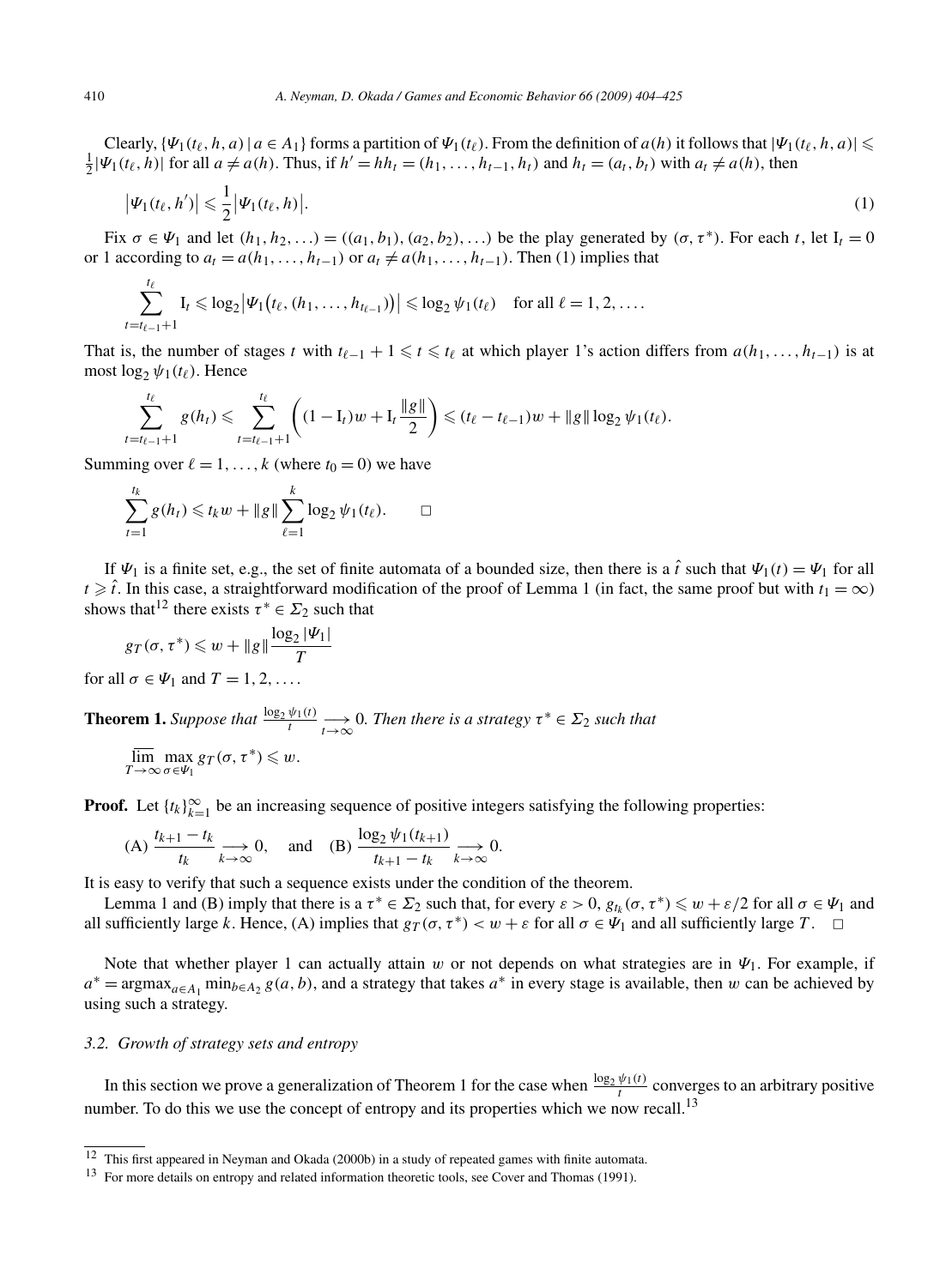Clearly, $\{\Psi_1(t_\ell, h, a) \mid a \in A_1\}$ forms a partition of $\Psi_1(t_\ell)$. From the definition of $a(h)$ it follows that $|\Psi_1(t_\ell, h, a)| \leqslant \frac{1}{2}|\Psi_1(t_\ell, h)|$ for all $a \neq a(h)$. Thus, if $h' = hh_t = (h_1, \ldots, h_{t-1}, h_t)$ and $h_t = (a_t, b_t)$ with $a_t \neq a(h)$, then

$$\left|\Psi_1(t_\ell, h')\right| \leqslant \frac{1}{2}\left|\Psi_1(t_\ell, h)\right|. \tag{1}$$

Fix $\sigma \in \Psi_1$ and let $(h_1, h_2, \ldots) = ((a_1, b_1), (a_2, b_2), \ldots)$ be the play generated by $(\sigma, \tau^*)$. For each $t$, let $\mathrm{I}_t = 0$ or 1 according to $a_t = a(h_1, \ldots, h_{t-1})$ or $a_t \neq a(h_1, \ldots, h_{t-1})$. Then (1) implies that

$$\sum_{t=t_{\ell-1}+1}^{t_\ell} \mathrm{I}_t \leqslant \log_2\left|\Psi_1\left(t_\ell, (h_1, \ldots, h_{t_{\ell-1}})\right)\right| \leqslant \log_2 \psi_1(t_\ell) \quad \text{for all } \ell = 1, 2, \ldots.$$

That is, the number of stages $t$ with $t_{\ell-1} + 1 \leqslant t \leqslant t_\ell$ at which player 1's action differs from $a(h_1, \ldots, h_{t-1})$ is at most $\log_2 \psi_1(t_\ell)$. Hence

$$\sum_{t=t_{\ell-1}+1}^{t_\ell} g(h_t) \leqslant \sum_{t=t_{\ell-1}+1}^{t_\ell} \left((1 - \mathrm{I}_t)w + \mathrm{I}_t \frac{\|g\|}{2}\right) \leqslant (t_\ell - t_{\ell-1})w + \|g\| \log_2 \psi_1(t_\ell).$$

Summing over $\ell = 1, \ldots, k$ (where $t_0 = 0$) we have

$$\sum_{t=1}^{t_k} g(h_t) \leqslant t_k w + \|g\| \sum_{\ell=1}^{k} \log_2 \psi_1(t_\ell). \qquad \square$$

If $\Psi_1$ is a finite set, e.g., the set of finite automata of a bounded size, then there is a $\hat{t}$ such that $\Psi_1(t) = \Psi_1$ for all $t \geqslant \hat{t}$. In this case, a straightforward modification of the proof of Lemma 1 (in fact, the same proof but with $t_1 = \infty$) shows that[12] there exists $\tau^* \in \Sigma_2$ such that

$$g_T(\sigma, \tau^*) \leqslant w + \|g\| \frac{\log_2 |\Psi_1|}{T}$$

for all $\sigma \in \Psi_1$ and $T = 1, 2, \ldots$.

**Theorem 1.** *Suppose that $\frac{\log_2 \psi_1(t)}{t} \underset{t\to\infty}{\longrightarrow} 0$. Then there is a strategy $\tau^* \in \Sigma_2$ such that*

$$\varlimsup_{T\to\infty} \max_{\sigma \in \Psi_1} g_T(\sigma, \tau^*) \leqslant w.$$

**Proof.** Let $\{t_k\}_{k=1}^{\infty}$ be an increasing sequence of positive integers satisfying the following properties:

$$\text{(A)}\ \frac{t_{k+1} - t_k}{t_k} \underset{k\to\infty}{\longrightarrow} 0, \quad \text{and} \quad \text{(B)}\ \frac{\log_2 \psi_1(t_{k+1})}{t_{k+1} - t_k} \underset{k\to\infty}{\longrightarrow} 0.$$

It is easy to verify that such a sequence exists under the condition of the theorem.

Lemma 1 and (B) imply that there is a $\tau^* \in \Sigma_2$ such that, for every $\varepsilon > 0$, $g_{t_k}(\sigma, \tau^*) \leqslant w + \varepsilon/2$ for all $\sigma \in \Psi_1$ and all sufficiently large $k$. Hence, (A) implies that $g_T(\sigma, \tau^*) < w + \varepsilon$ for all $\sigma \in \Psi_1$ and all sufficiently large $T$. $\square$

Note that whether player 1 can actually attain $w$ or not depends on what strategies are in $\Psi_1$. For example, if $a^* = \operatorname{argmax}_{a \in A_1} \min_{b \in A_2} g(a, b)$, and a strategy that takes $a^*$ in every stage is available, then $w$ can be achieved by using such a strategy.

### *3.2. Growth of strategy sets and entropy*

In this section we prove a generalization of Theorem 1 for the case when $\frac{\log_2 \psi_1(t)}{t}$ converges to an arbitrary positive number. To do this we use the concept of entropy and its properties which we now recall.[13]

---

[12] This first appeared in Neyman and Okada (2000b) in a study of repeated games with finite automata.

[13] For more details on entropy and related information theoretic tools, see Cover and Thomas (1991).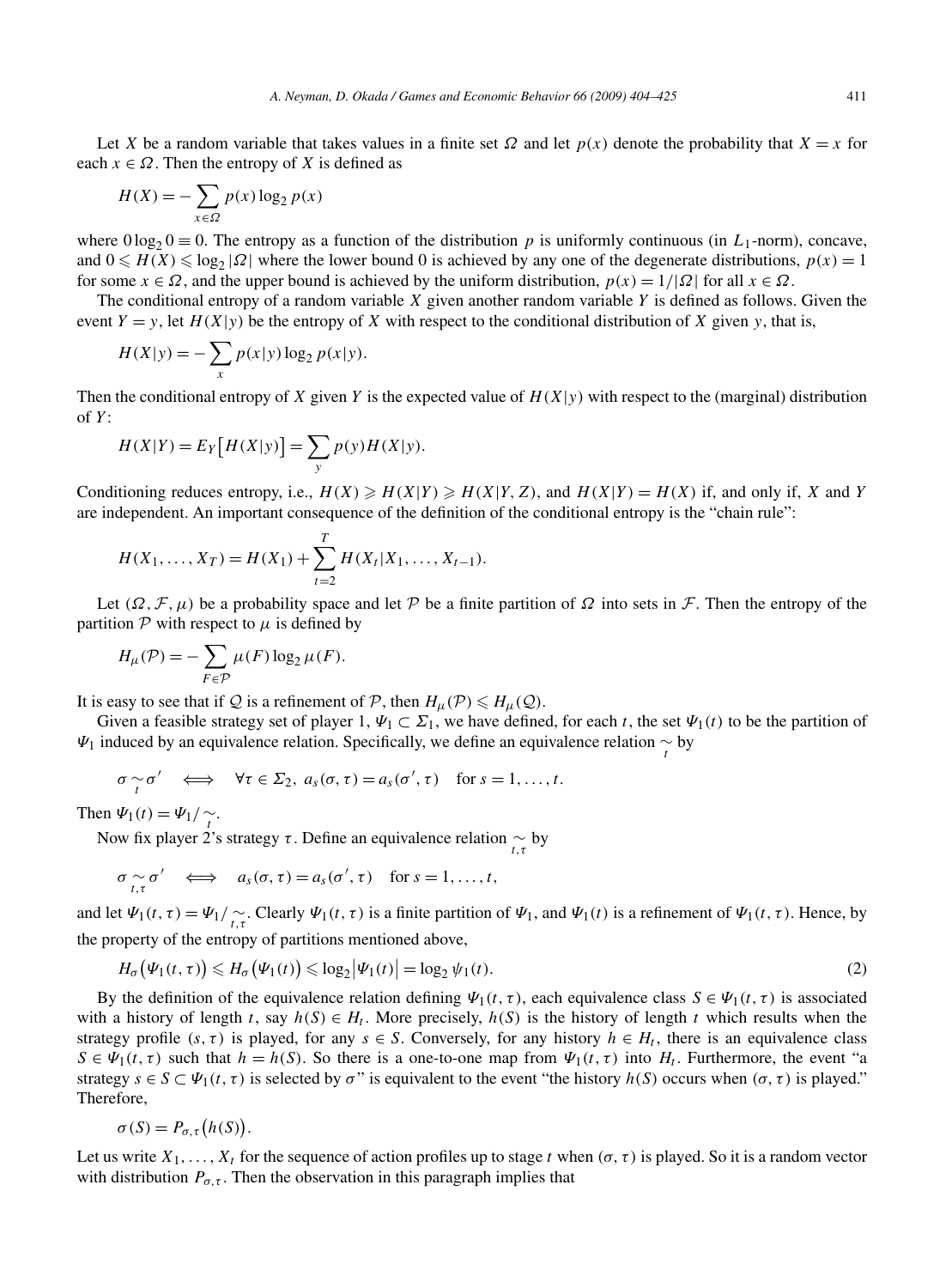Let $X$ be a random variable that takes values in a finite set $\Omega$ and let $p(x)$ denote the probability that $X = x$ for each $x \in \Omega$. Then the entropy of $X$ is defined as

$$H(X) = -\sum_{x\in\Omega} p(x)\log_2 p(x)$$

where $0\log_2 0 \equiv 0$. The entropy as a function of the distribution $p$ is uniformly continuous (in $L_1$-norm), concave, and $0 \leqslant H(X) \leqslant \log_2 |\Omega|$ where the lower bound 0 is achieved by any one of the degenerate distributions, $p(x) = 1$ for some $x \in \Omega$, and the upper bound is achieved by the uniform distribution, $p(x) = 1/|\Omega|$ for all $x \in \Omega$.

The conditional entropy of a random variable $X$ given another random variable $Y$ is defined as follows. Given the event $Y = y$, let $H(X|y)$ be the entropy of $X$ with respect to the conditional distribution of $X$ given $y$, that is,

$$H(X|y) = -\sum_{x} p(x|y)\log_2 p(x|y).$$

Then the conditional entropy of $X$ given $Y$ is the expected value of $H(X|y)$ with respect to the (marginal) distribution of $Y$:

$$H(X|Y) = E_Y\big[H(X|y)\big] = \sum_{y} p(y)H(X|y).$$

Conditioning reduces entropy, i.e., $H(X) \geqslant H(X|Y) \geqslant H(X|Y,Z)$, and $H(X|Y) = H(X)$ if, and only if, $X$ and $Y$ are independent. An important consequence of the definition of the conditional entropy is the "chain rule":

$$H(X_1,\ldots,X_T) = H(X_1) + \sum_{t=2}^{T} H(X_t|X_1,\ldots,X_{t-1}).$$

Let $(\Omega,\mathcal{F},\mu)$ be a probability space and let $\mathcal{P}$ be a finite partition of $\Omega$ into sets in $\mathcal{F}$. Then the entropy of the partition $\mathcal{P}$ with respect to $\mu$ is defined by

$$H_\mu(\mathcal{P}) = -\sum_{F\in\mathcal{P}} \mu(F)\log_2 \mu(F).$$

It is easy to see that if $\mathcal{Q}$ is a refinement of $\mathcal{P}$, then $H_\mu(\mathcal{P}) \leqslant H_\mu(\mathcal{Q})$.

Given a feasible strategy set of player 1, $\Psi_1 \subset \Sigma_1$, we have defined, for each $t$, the set $\Psi_1(t)$ to be the partition of $\Psi_1$ induced by an equivalence relation. Specifically, we define an equivalence relation $\underset{t}{\sim}$ by

$$\sigma \underset{t}{\sim} \sigma' \iff \forall\tau\in\Sigma_2,\ a_s(\sigma,\tau) = a_s(\sigma',\tau) \quad \text{for } s = 1,\ldots,t.$$

Then $\Psi_1(t) = \Psi_1/\underset{t}{\sim}$.

Now fix player 2's strategy $\tau$. Define an equivalence relation $\underset{t,\tau}{\sim}$ by

$$\sigma \underset{t,\tau}{\sim} \sigma' \iff a_s(\sigma,\tau) = a_s(\sigma',\tau) \quad \text{for } s = 1,\ldots,t,$$

and let $\Psi_1(t,\tau) = \Psi_1/\underset{t,\tau}{\sim}$. Clearly $\Psi_1(t,\tau)$ is a finite partition of $\Psi_1$, and $\Psi_1(t)$ is a refinement of $\Psi_1(t,\tau)$. Hence, by the property of the entropy of partitions mentioned above,

$$H_\sigma\big(\Psi_1(t,\tau)\big) \leqslant H_\sigma\big(\Psi_1(t)\big) \leqslant \log_2\big|\Psi_1(t)\big| = \log_2 \psi_1(t). \tag{2}$$

By the definition of the equivalence relation defining $\Psi_1(t,\tau)$, each equivalence class $S \in \Psi_1(t,\tau)$ is associated with a history of length $t$, say $h(S) \in H_t$. More precisely, $h(S)$ is the history of length $t$ which results when the strategy profile $(s,\tau)$ is played, for any $s \in S$. Conversely, for any history $h \in H_t$, there is an equivalence class $S \in \Psi_1(t,\tau)$ such that $h = h(S)$. So there is a one-to-one map from $\Psi_1(t,\tau)$ into $H_t$. Furthermore, the event "a strategy $s \in S \subset \Psi_1(t,\tau)$ is selected by $\sigma$" is equivalent to the event "the history $h(S)$ occurs when $(\sigma,\tau)$ is played." Therefore,

$$\sigma(S) = P_{\sigma,\tau}\big(h(S)\big).$$

Let us write $X_1,\ldots,X_t$ for the sequence of action profiles up to stage $t$ when $(\sigma,\tau)$ is played. So it is a random vector with distribution $P_{\sigma,\tau}$. Then the observation in this paragraph implies that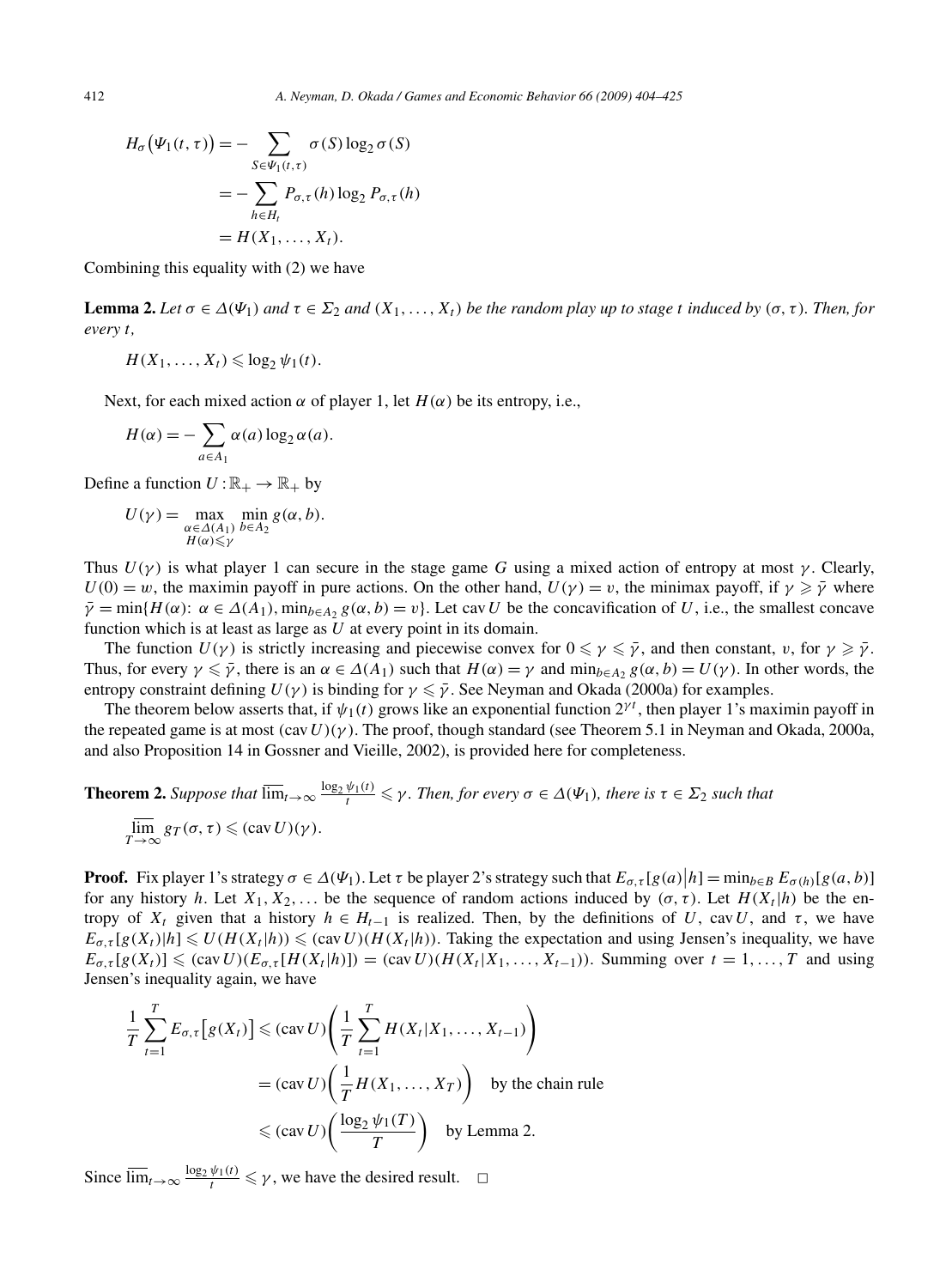$$
\begin{aligned}
H_\sigma\big(\Psi_1(t,\tau)\big) &= -\sum_{S\in\Psi_1(t,\tau)} \sigma(S)\log_2\sigma(S) \\
&= -\sum_{h\in H_t} P_{\sigma,\tau}(h)\log_2 P_{\sigma,\tau}(h) \\
&= H(X_1,\ldots,X_t).
\end{aligned}
$$

Combining this equality with (2) we have

**Lemma 2.** *Let $\sigma \in \Delta(\Psi_1)$ and $\tau \in \Sigma_2$ and $(X_1,\ldots,X_t)$ be the random play up to stage $t$ induced by $(\sigma,\tau)$. Then, for every $t$,*

$$
H(X_1,\ldots,X_t) \leqslant \log_2 \psi_1(t).
$$

Next, for each mixed action $\alpha$ of player 1, let $H(\alpha)$ be its entropy, i.e.,

$$
H(\alpha) = -\sum_{a\in A_1} \alpha(a)\log_2\alpha(a).
$$

Define a function $U : \mathbb{R}_+ \to \mathbb{R}_+$ by

$$
U(\gamma) = \max_{\substack{\alpha\in\Delta(A_1)\\ H(\alpha)\leqslant\gamma}} \min_{b\in A_2} g(\alpha,b).
$$

Thus $U(\gamma)$ is what player 1 can secure in the stage game $G$ using a mixed action of entropy at most $\gamma$. Clearly, $U(0) = w$, the maximin payoff in pure actions. On the other hand, $U(\gamma) = v$, the minimax payoff, if $\gamma \geqslant \bar{\gamma}$ where $\bar{\gamma} = \min\{H(\alpha)\colon \alpha\in\Delta(A_1), \min_{b\in A_2} g(\alpha,b) = v\}$. Let $\operatorname{cav} U$ be the concavification of $U$, i.e., the smallest concave function which is at least as large as $U$ at every point in its domain.

The function $U(\gamma)$ is strictly increasing and piecewise convex for $0 \leqslant \gamma \leqslant \bar{\gamma}$, and then constant, $v$, for $\gamma \geqslant \bar{\gamma}$. Thus, for every $\gamma \leqslant \bar{\gamma}$, there is an $\alpha \in \Delta(A_1)$ such that $H(\alpha) = \gamma$ and $\min_{b\in A_2} g(\alpha,b) = U(\gamma)$. In other words, the entropy constraint defining $U(\gamma)$ is binding for $\gamma \leqslant \bar{\gamma}$. See Neyman and Okada (2000a) for examples.

The theorem below asserts that, if $\psi_1(t)$ grows like an exponential function $2^{\gamma t}$, then player 1's maximin payoff in the repeated game is at most $(\operatorname{cav} U)(\gamma)$. The proof, though standard (see Theorem 5.1 in Neyman and Okada, 2000a, and also Proposition 14 in Gossner and Vieille, 2002), is provided here for completeness.

**Theorem 2.** *Suppose that $\overline{\lim}_{t\to\infty} \frac{\log_2\psi_1(t)}{t} \leqslant \gamma$. Then, for every $\sigma \in \Delta(\Psi_1)$, there is $\tau \in \Sigma_2$ such that*

$$
\overline{\lim_{T\to\infty}}\, g_T(\sigma,\tau) \leqslant (\operatorname{cav} U)(\gamma).
$$

**Proof.** Fix player 1's strategy $\sigma \in \Delta(\Psi_1)$. Let $\tau$ be player 2's strategy such that $E_{\sigma,\tau}[g(a)\,|\,h] = \min_{b\in B} E_{\sigma(h)}[g(a,b)]$ for any history $h$. Let $X_1, X_2, \ldots$ be the sequence of random actions induced by $(\sigma,\tau)$. Let $H(X_t|h)$ be the entropy of $X_t$ given that a history $h \in H_{t-1}$ is realized. Then, by the definitions of $U$, $\operatorname{cav} U$, and $\tau$, we have $E_{\sigma,\tau}[g(X_t)|h] \leqslant U(H(X_t|h)) \leqslant (\operatorname{cav} U)(H(X_t|h))$. Taking the expectation and using Jensen's inequality, we have $E_{\sigma,\tau}[g(X_t)] \leqslant (\operatorname{cav} U)(E_{\sigma,\tau}[H(X_t|h)]) = (\operatorname{cav} U)(H(X_t|X_1,\ldots,X_{t-1}))$. Summing over $t = 1,\ldots,T$ and using Jensen's inequality again, we have

$$
\begin{aligned}
\frac{1}{T}\sum_{t=1}^{T} E_{\sigma,\tau}\big[g(X_t)\big] &\leqslant (\operatorname{cav} U)\left(\frac{1}{T}\sum_{t=1}^{T} H(X_t|X_1,\ldots,X_{t-1})\right) \\
&= (\operatorname{cav} U)\left(\frac{1}{T}H(X_1,\ldots,X_T)\right) \quad \text{by the chain rule} \\
&\leqslant (\operatorname{cav} U)\left(\frac{\log_2\psi_1(T)}{T}\right) \quad \text{by Lemma 2.}
\end{aligned}
$$

Since $\overline{\lim}_{t\to\infty} \frac{\log_2\psi_1(t)}{t} \leqslant \gamma$, we have the desired result. $\square$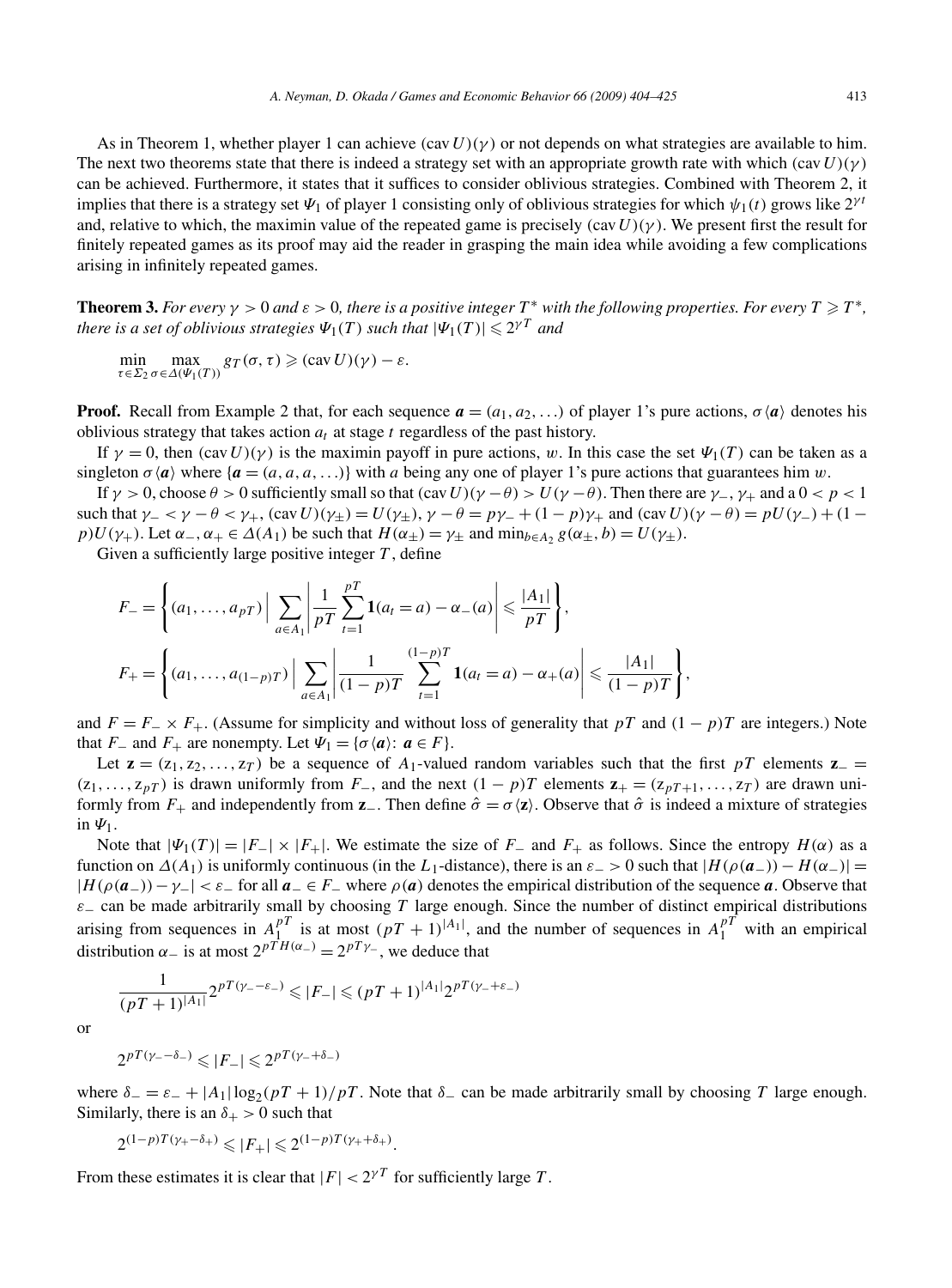As in Theorem 1, whether player 1 can achieve $(\text{cav}\, U)(\gamma)$ or not depends on what strategies are available to him. The next two theorems state that there is indeed a strategy set with an appropriate growth rate with which $(\text{cav}\, U)(\gamma)$ can be achieved. Furthermore, it states that it suffices to consider oblivious strategies. Combined with Theorem 2, it implies that there is a strategy set $\Psi_1$ of player 1 consisting only of oblivious strategies for which $\psi_1(t)$ grows like $2^{\gamma t}$ and, relative to which, the maximin value of the repeated game is precisely $(\text{cav}\, U)(\gamma)$. We present first the result for finitely repeated games as its proof may aid the reader in grasping the main idea while avoiding a few complications arising in infinitely repeated games.

**Theorem 3.** *For every $\gamma > 0$ and $\varepsilon > 0$, there is a positive integer $T^*$ with the following properties. For every $T \geqslant T^*$, there is a set of oblivious strategies $\Psi_1(T)$ such that $|\Psi_1(T)| \leqslant 2^{\gamma T}$ and*

$$\min_{\tau \in \Sigma_2} \max_{\sigma \in \Delta(\Psi_1(T))} g_T(\sigma, \tau) \geqslant (\text{cav}\, U)(\gamma) - \varepsilon.$$

**Proof.** Recall from Example 2 that, for each sequence $\boldsymbol{a} = (a_1, a_2, \ldots)$ of player 1's pure actions, $\sigma\langle \boldsymbol{a} \rangle$ denotes his oblivious strategy that takes action $a_t$ at stage $t$ regardless of the past history.

If $\gamma = 0$, then $(\text{cav}\, U)(\gamma)$ is the maximin payoff in pure actions, $w$. In this case the set $\Psi_1(T)$ can be taken as a singleton $\sigma\langle \boldsymbol{a} \rangle$ where $\{\boldsymbol{a} = (a, a, a, \ldots)\}$ with $a$ being any one of player 1's pure actions that guarantees him $w$.

If $\gamma > 0$, choose $\theta > 0$ sufficiently small so that $(\text{cav}\, U)(\gamma - \theta) > U(\gamma - \theta)$. Then there are $\gamma_-, \gamma_+$ and a $0 < p < 1$ such that $\gamma_- < \gamma - \theta < \gamma_+$, $(\text{cav}\, U)(\gamma_\pm) = U(\gamma_\pm)$, $\gamma - \theta = p\gamma_- + (1-p)\gamma_+$ and $(\text{cav}\, U)(\gamma - \theta) = pU(\gamma_-) + (1-p)U(\gamma_+)$. Let $\alpha_-, \alpha_+ \in \Delta(A_1)$ be such that $H(\alpha_\pm) = \gamma_\pm$ and $\min_{b \in A_2} g(\alpha_\pm, b) = U(\gamma_\pm)$.

Given a sufficiently large positive integer $T$, define

$$F_- = \left\{ (a_1, \ldots, a_{pT}) \;\Big|\; \sum_{a \in A_1} \left| \frac{1}{pT} \sum_{t=1}^{pT} \mathbf{1}(a_t = a) - \alpha_-(a) \right| \leqslant \frac{|A_1|}{pT} \right\},$$

$$F_+ = \left\{ (a_1, \ldots, a_{(1-p)T}) \;\Big|\; \sum_{a \in A_1} \left| \frac{1}{(1-p)T} \sum_{t=1}^{(1-p)T} \mathbf{1}(a_t = a) - \alpha_+(a) \right| \leqslant \frac{|A_1|}{(1-p)T} \right\},$$

and $F = F_- \times F_+$. (Assume for simplicity and without loss of generality that $pT$ and $(1-p)T$ are integers.) Note that $F_-$ and $F_+$ are nonempty. Let $\Psi_1 = \{\sigma\langle \boldsymbol{a} \rangle \colon \boldsymbol{a} \in F\}$.

Let $\mathbf{z} = (\mathrm{z}_1, \mathrm{z}_2, \ldots, \mathrm{z}_T)$ be a sequence of $A_1$-valued random variables such that the first $pT$ elements $\mathbf{z}_- = (\mathrm{z}_1, \ldots, \mathrm{z}_{pT})$ is drawn uniformly from $F_-$, and the next $(1-p)T$ elements $\mathbf{z}_+ = (\mathrm{z}_{pT+1}, \ldots, \mathrm{z}_T)$ are drawn uniformly from $F_+$ and independently from $\mathbf{z}_-$. Then define $\hat{\sigma} = \sigma\langle \mathbf{z} \rangle$. Observe that $\hat{\sigma}$ is indeed a mixture of strategies in $\Psi_1$.

Note that $|\Psi_1(T)| = |F_-| \times |F_+|$. We estimate the size of $F_-$ and $F_+$ as follows. Since the entropy $H(\alpha)$ as a function on $\Delta(A_1)$ is uniformly continuous (in the $L_1$-distance), there is an $\varepsilon_- > 0$ such that $|H(\rho(\boldsymbol{a}_-)) - H(\alpha_-)| = |H(\rho(\boldsymbol{a}_-)) - \gamma_-| < \varepsilon_-$ for all $\boldsymbol{a}_- \in F_-$ where $\rho(\boldsymbol{a})$ denotes the empirical distribution of the sequence $\boldsymbol{a}$. Observe that $\varepsilon_-$ can be made arbitrarily small by choosing $T$ large enough. Since the number of distinct empirical distributions arising from sequences in $A_1^{pT}$ is at most $(pT+1)^{|A_1|}$, and the number of sequences in $A_1^{pT}$ with an empirical distribution $\alpha_-$ is at most $2^{pTH(\alpha_-)} = 2^{pT\gamma_-}$, we deduce that

$$\frac{1}{(pT+1)^{|A_1|}} 2^{pT(\gamma_- - \varepsilon_-)} \leqslant |F_-| \leqslant (pT+1)^{|A_1|} 2^{pT(\gamma_- + \varepsilon_-)}$$

or

$$2^{pT(\gamma_- - \delta_-)} \leqslant |F_-| \leqslant 2^{pT(\gamma_- + \delta_-)}$$

where $\delta_- = \varepsilon_- + |A_1| \log_2(pT+1)/pT$. Note that $\delta_-$ can be made arbitrarily small by choosing $T$ large enough. Similarly, there is an $\delta_+ > 0$ such that

$$2^{(1-p)T(\gamma_+ - \delta_+)} \leqslant |F_+| \leqslant 2^{(1-p)T(\gamma_+ + \delta_+)}.$$

From these estimates it is clear that $|F| < 2^{\gamma T}$ for sufficiently large $T$.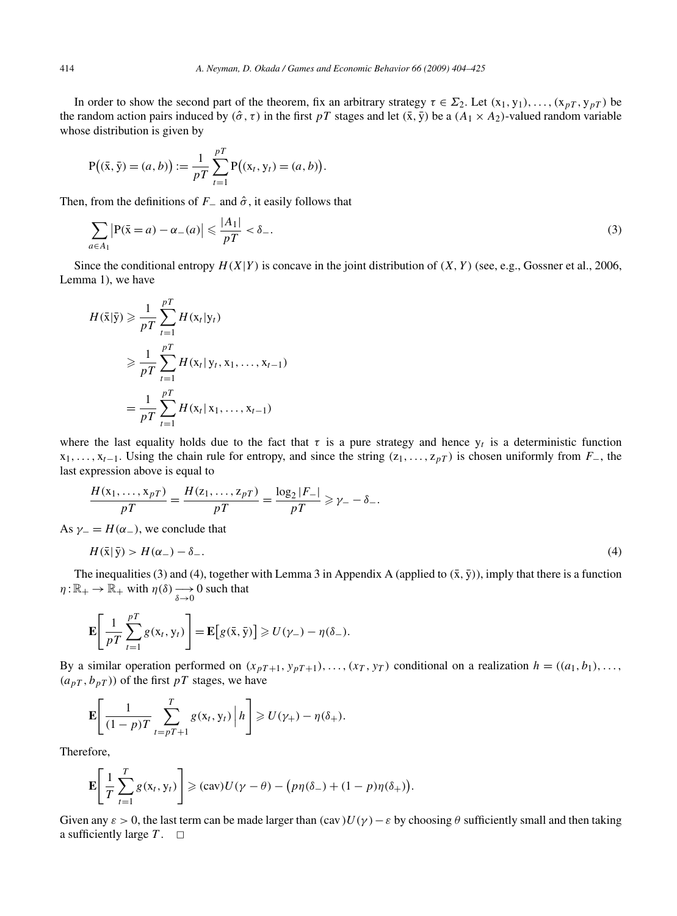In order to show the second part of the theorem, fix an arbitrary strategy $\tau \in \Sigma_2$. Let $(\mathrm{x}_1, \mathrm{y}_1), \ldots, (\mathrm{x}_{pT}, \mathrm{y}_{pT})$ be the random action pairs induced by $(\hat{\sigma}, \tau)$ in the first $pT$ stages and let $(\bar{\mathrm{x}}, \bar{\mathrm{y}})$ be a $(A_1 \times A_2)$-valued random variable whose distribution is given by

$$\mathrm{P}\big((\bar{\mathrm{x}}, \bar{\mathrm{y}}) = (a, b)\big) := \frac{1}{pT} \sum_{t=1}^{pT} \mathrm{P}\big((\mathrm{x}_t, \mathrm{y}_t) = (a, b)\big).$$

Then, from the definitions of $F_-$ and $\hat{\sigma}$, it easily follows that

$$\sum_{a \in A_1} \big|\mathrm{P}(\bar{\mathrm{x}} = a) - \alpha_-(a)\big| \leqslant \frac{|A_1|}{pT} < \delta_-. \tag{3}$$

Since the conditional entropy $H(X|Y)$ is concave in the joint distribution of $(X, Y)$ (see, e.g., Gossner et al., 2006, Lemma 1), we have

$$\begin{aligned}
H(\bar{\mathrm{x}}|\bar{\mathrm{y}}) &\geqslant \frac{1}{pT} \sum_{t=1}^{pT} H(\mathrm{x}_t|\mathrm{y}_t) \\
&\geqslant \frac{1}{pT} \sum_{t=1}^{pT} H(\mathrm{x}_t|\,\mathrm{y}_t, \mathrm{x}_1, \ldots, \mathrm{x}_{t-1}) \\
&= \frac{1}{pT} \sum_{t=1}^{pT} H(\mathrm{x}_t|\,\mathrm{x}_1, \ldots, \mathrm{x}_{t-1})
\end{aligned}$$

where the last equality holds due to the fact that $\tau$ is a pure strategy and hence $\mathrm{y}_t$ is a deterministic function $\mathrm{x}_1, \ldots, \mathrm{x}_{t-1}$. Using the chain rule for entropy, and since the string $(\mathrm{z}_1, \ldots, \mathrm{z}_{pT})$ is chosen uniformly from $F_-$, the last expression above is equal to

$$\frac{H(\mathrm{x}_1, \ldots, \mathrm{x}_{pT})}{pT} = \frac{H(\mathrm{z}_1, \ldots, \mathrm{z}_{pT})}{pT} = \frac{\log_2 |F_-|}{pT} \geqslant \gamma_- - \delta_-.$$

As $\gamma_- = H(\alpha_-)$, we conclude that

$$H(\bar{\mathrm{x}}|\,\bar{\mathrm{y}}) > H(\alpha_-) - \delta_-. \tag{4}$$

The inequalities (3) and (4), together with Lemma 3 in Appendix A (applied to $(\bar{\mathrm{x}}, \bar{\mathrm{y}})$), imply that there is a function $\eta : \mathbb{R}_+ \to \mathbb{R}_+$ with $\eta(\delta) \underset{\delta \to 0}{\longrightarrow} 0$ such that

$$\mathbf{E}\left[\frac{1}{pT} \sum_{t=1}^{pT} g(\mathrm{x}_t, \mathrm{y}_t)\right] = \mathbf{E}\big[g(\bar{\mathrm{x}}, \bar{\mathrm{y}})\big] \geqslant U(\gamma_-) - \eta(\delta_-).$$

By a similar operation performed on $(x_{pT+1}, y_{pT+1}), \ldots, (x_T, y_T)$ conditional on a realization $h = ((a_1, b_1), \ldots, (a_{pT}, b_{pT}))$ of the first $pT$ stages, we have

$$\mathbf{E}\left[\frac{1}{(1-p)T} \sum_{t=pT+1}^{T} g(\mathrm{x}_t, \mathrm{y}_t)\,\Big|\, h\right] \geqslant U(\gamma_+) - \eta(\delta_+).$$

Therefore,

$$\mathbf{E}\left[\frac{1}{T} \sum_{t=1}^{T} g(\mathrm{x}_t, \mathrm{y}_t)\right] \geqslant (\mathrm{cav})U(\gamma - \theta) - \big(p\eta(\delta_-) + (1-p)\eta(\delta_+)\big).$$

Given any $\varepsilon > 0$, the last term can be made larger than $(\mathrm{cav})U(\gamma) - \varepsilon$ by choosing $\theta$ sufficiently small and then taking a sufficiently large $T$. $\square$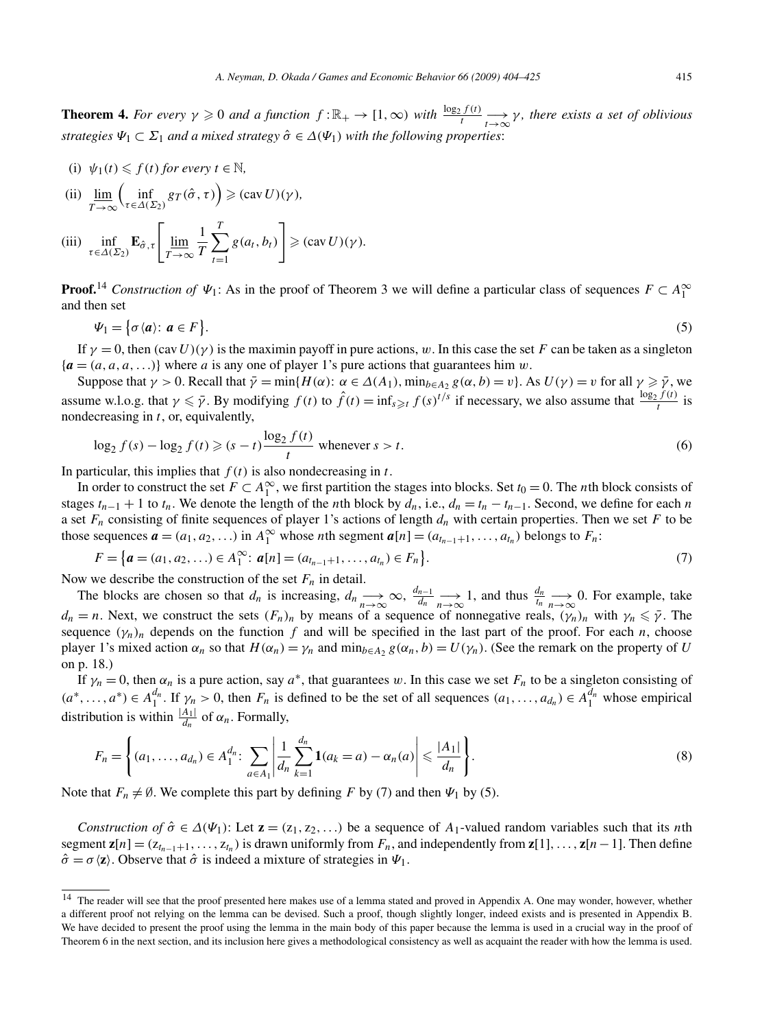**Theorem 4.** *For every $\gamma \geqslant 0$ and a function $f : \mathbb{R}_+ \to [1, \infty)$ with $\frac{\log_2 f(t)}{t} \underset{t\to\infty}{\longrightarrow} \gamma$, there exists a set of oblivious strategies $\Psi_1 \subset \Sigma_1$ and a mixed strategy $\hat{\sigma} \in \Delta(\Psi_1)$ with the following properties*:

(i) $\psi_1(t) \leqslant f(t)$ *for every* $t \in \mathbb{N}$,

(ii) $\displaystyle \varliminf_{T\to\infty} \Big( \inf_{\tau\in\Delta(\Sigma_2)} g_T(\hat{\sigma}, \tau) \Big) \geqslant (\operatorname{cav} U)(\gamma)$,

(iii) $\displaystyle \inf_{\tau\in\Delta(\Sigma_2)} \mathbf{E}_{\hat{\sigma},\tau}\Bigg[ \varliminf_{T\to\infty} \frac{1}{T}\sum_{t=1}^{T} g(a_t, b_t) \Bigg] \geqslant (\operatorname{cav} U)(\gamma)$.

**Proof.**[14] *Construction of* $\Psi_1$: As in the proof of Theorem 3 we will define a particular class of sequences $F \subset A_1^\infty$ and then set

$$\Psi_1 = \{\sigma\langle \boldsymbol{a}\rangle : \boldsymbol{a} \in F\}. \tag{5}$$

If $\gamma = 0$, then $(\operatorname{cav} U)(\gamma)$ is the maximin payoff in pure actions, $w$. In this case the set $F$ can be taken as a singleton $\{\boldsymbol{a} = (a, a, a, \ldots)\}$ where $a$ is any one of player 1's pure actions that guarantees him $w$.

Suppose that $\gamma > 0$. Recall that $\bar{\gamma} = \min\{H(\alpha) : \alpha \in \Delta(A_1), \min_{b\in A_2} g(\alpha, b) = v\}$. As $U(\gamma) = v$ for all $\gamma \geqslant \bar{\gamma}$, we assume w.l.o.g. that $\gamma \leqslant \bar{\gamma}$. By modifying $f(t)$ to $\hat{f}(t) = \inf_{s\geqslant t} f(s)^{t/s}$ if necessary, we also assume that $\frac{\log_2 f(t)}{t}$ is nondecreasing in $t$, or, equivalently,

$$\log_2 f(s) - \log_2 f(t) \geqslant (s-t)\frac{\log_2 f(t)}{t} \text{ whenever } s > t. \tag{6}$$

In particular, this implies that $f(t)$ is also nondecreasing in $t$.

In order to construct the set $F \subset A_1^\infty$, we first partition the stages into blocks. Set $t_0 = 0$. The $n$th block consists of stages $t_{n-1}+1$ to $t_n$. We denote the length of the $n$th block by $d_n$, i.e., $d_n = t_n - t_{n-1}$. Second, we define for each $n$ a set $F_n$ consisting of finite sequences of player 1's actions of length $d_n$ with certain properties. Then we set $F$ to be those sequences $\boldsymbol{a} = (a_1, a_2, \ldots)$ in $A_1^\infty$ whose $n$th segment $\boldsymbol{a}[n] = (a_{t_{n-1}+1}, \ldots, a_{t_n})$ belongs to $F_n$:

$$F = \{\boldsymbol{a} = (a_1, a_2, \ldots) \in A_1^\infty : \boldsymbol{a}[n] = (a_{t_{n-1}+1}, \ldots, a_{t_n}) \in F_n\}. \tag{7}$$

Now we describe the construction of the set $F_n$ in detail.

The blocks are chosen so that $d_n$ is increasing, $d_n \underset{n\to\infty}{\longrightarrow} \infty$, $\frac{d_{n-1}}{d_n} \underset{n\to\infty}{\longrightarrow} 1$, and thus $\frac{d_n}{t_n} \underset{n\to\infty}{\longrightarrow} 0$. For example, take $d_n = n$. Next, we construct the sets $(F_n)_n$ by means of a sequence of nonnegative reals, $(\gamma_n)_n$ with $\gamma_n \leqslant \bar{\gamma}$. The sequence $(\gamma_n)_n$ depends on the function $f$ and will be specified in the last part of the proof. For each $n$, choose player 1's mixed action $\alpha_n$ so that $H(\alpha_n) = \gamma_n$ and $\min_{b\in A_2} g(\alpha_n, b) = U(\gamma_n)$. (See the remark on the property of $U$ on p. 18.)

If $\gamma_n = 0$, then $\alpha_n$ is a pure action, say $a^*$, that guarantees $w$. In this case we set $F_n$ to be a singleton consisting of $(a^*, \ldots, a^*) \in A_1^{d_n}$. If $\gamma_n > 0$, then $F_n$ is defined to be the set of all sequences $(a_1, \ldots, a_{d_n}) \in A_1^{d_n}$ whose empirical distribution is within $\frac{|A_1|}{d_n}$ of $\alpha_n$. Formally,

$$F_n = \left\{ (a_1, \ldots, a_{d_n}) \in A_1^{d_n} : \sum_{a\in A_1} \left| \frac{1}{d_n}\sum_{k=1}^{d_n} \mathbf{1}(a_k = a) - \alpha_n(a) \right| \leqslant \frac{|A_1|}{d_n} \right\}. \tag{8}$$

Note that $F_n \neq \emptyset$. We complete this part by defining $F$ by (7) and then $\Psi_1$ by (5).

*Construction of* $\hat{\sigma} \in \Delta(\Psi_1)$: Let $\mathbf{z} = (z_1, z_2, \ldots)$ be a sequence of $A_1$-valued random variables such that its $n$th segment $\mathbf{z}[n] = (z_{t_{n-1}+1}, \ldots, z_{t_n})$ is drawn uniformly from $F_n$, and independently from $\mathbf{z}[1], \ldots, \mathbf{z}[n-1]$. Then define $\hat{\sigma} = \sigma\langle \mathbf{z}\rangle$. Observe that $\hat{\sigma}$ is indeed a mixture of strategies in $\Psi_1$.

---

[14] The reader will see that the proof presented here makes use of a lemma stated and proved in Appendix A. One may wonder, however, whether a different proof not relying on the lemma can be devised. Such a proof, though slightly longer, indeed exists and is presented in Appendix B. We have decided to present the proof using the lemma in the main body of this paper because the lemma is used in a crucial way in the proof of Theorem 6 in the next section, and its inclusion here gives a methodological consistency as well as acquaint the reader with how the lemma is used.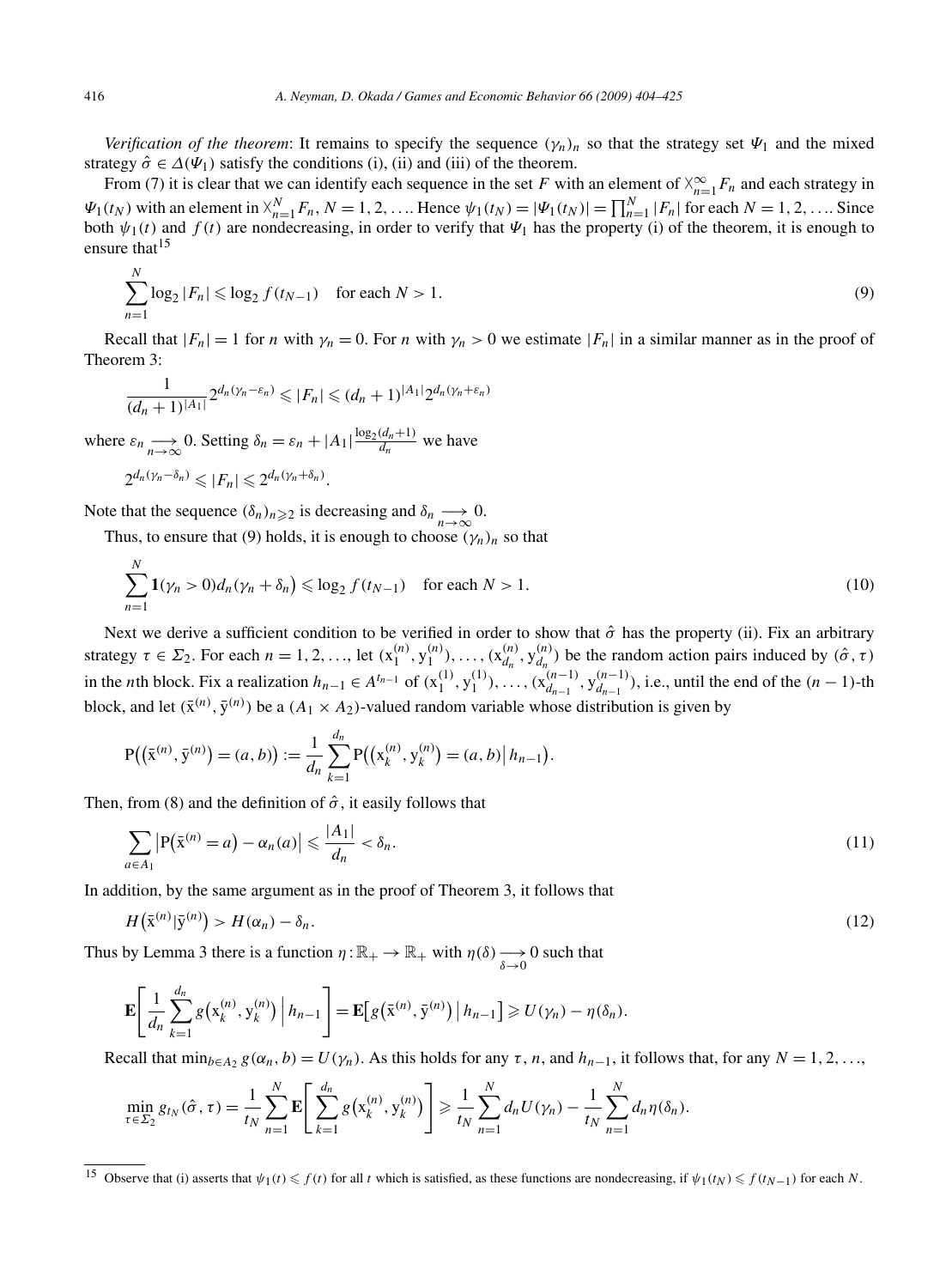*Verification of the theorem*: It remains to specify the sequence $(\gamma_n)_n$ so that the strategy set $\Psi_1$ and the mixed strategy $\hat{\sigma} \in \Delta(\Psi_1)$ satisfy the conditions (i), (ii) and (iii) of the theorem.

From (7) it is clear that we can identify each sequence in the set $F$ with an element of $\times_{n=1}^{\infty} F_n$ and each strategy in $\Psi_1(t_N)$ with an element in $\times_{n=1}^{N} F_n$, $N = 1, 2, \ldots$. Hence $\psi_1(t_N) = |\Psi_1(t_N)| = \prod_{n=1}^{N} |F_n|$ for each $N = 1, 2, \ldots$. Since both $\psi_1(t)$ and $f(t)$ are nondecreasing, in order to verify that $\Psi_1$ has the property (i) of the theorem, it is enough to ensure that[15]

$$\sum_{n=1}^{N} \log_2 |F_n| \leqslant \log_2 f(t_{N-1}) \quad \text{for each } N > 1. \tag{9}$$

Recall that $|F_n| = 1$ for $n$ with $\gamma_n = 0$. For $n$ with $\gamma_n > 0$ we estimate $|F_n|$ in a similar manner as in the proof of Theorem 3:

$$\frac{1}{(d_n+1)^{|A_1|}} 2^{d_n(\gamma_n - \varepsilon_n)} \leqslant |F_n| \leqslant (d_n+1)^{|A_1|} 2^{d_n(\gamma_n + \varepsilon_n)}$$

where $\varepsilon_n \underset{n\to\infty}{\longrightarrow} 0$. Setting $\delta_n = \varepsilon_n + |A_1| \frac{\log_2(d_n+1)}{d_n}$ we have

$$2^{d_n(\gamma_n - \delta_n)} \leqslant |F_n| \leqslant 2^{d_n(\gamma_n + \delta_n)}.$$

Note that the sequence $(\delta_n)_{n \geqslant 2}$ is decreasing and $\delta_n \underset{n\to\infty}{\longrightarrow} 0$.

Thus, to ensure that (9) holds, it is enough to choose $(\gamma_n)_n$ so that

$$\sum_{n=1}^{N} \mathbf{1}(\gamma_n > 0) d_n(\gamma_n + \delta_n) \leqslant \log_2 f(t_{N-1}) \quad \text{for each } N > 1. \tag{10}$$

Next we derive a sufficient condition to be verified in order to show that $\hat{\sigma}$ has the property (ii). Fix an arbitrary strategy $\tau \in \Sigma_2$. For each $n = 1, 2, \ldots$, let $(\mathrm{x}_1^{(n)}, \mathrm{y}_1^{(n)}), \ldots, (\mathrm{x}_{d_n}^{(n)}, \mathrm{y}_{d_n}^{(n)})$ be the random action pairs induced by $(\hat{\sigma}, \tau)$ in the $n$th block. Fix a realization $h_{n-1} \in A^{t_{n-1}}$ of $(\mathrm{x}_1^{(1)}, \mathrm{y}_1^{(1)}), \ldots, (\mathrm{x}_{d_{n-1}}^{(n-1)}, \mathrm{y}_{d_{n-1}}^{(n-1)})$, i.e., until the end of the $(n-1)$-th block, and let $(\bar{\mathrm{x}}^{(n)}, \bar{\mathrm{y}}^{(n)})$ be a $(A_1 \times A_2)$-valued random variable whose distribution is given by

$$\mathrm{P}\big((\bar{\mathrm{x}}^{(n)}, \bar{\mathrm{y}}^{(n)}) = (a,b)\big) := \frac{1}{d_n} \sum_{k=1}^{d_n} \mathrm{P}\big((\mathrm{x}_k^{(n)}, \mathrm{y}_k^{(n)}) = (a,b) \,\big|\, h_{n-1}\big).$$

Then, from (8) and the definition of $\hat{\sigma}$, it easily follows that

$$\sum_{a \in A_1} \big|\mathrm{P}\big(\bar{\mathrm{x}}^{(n)} = a\big) - \alpha_n(a)\big| \leqslant \frac{|A_1|}{d_n} < \delta_n. \tag{11}$$

In addition, by the same argument as in the proof of Theorem 3, it follows that

$$H\big(\bar{\mathrm{x}}^{(n)} | \bar{\mathrm{y}}^{(n)}\big) > H(\alpha_n) - \delta_n. \tag{12}$$

Thus by Lemma 3 there is a function $\eta : \mathbb{R}_+ \to \mathbb{R}_+$ with $\eta(\delta) \underset{\delta\to 0}{\longrightarrow} 0$ such that

$$\mathbf{E}\left[\frac{1}{d_n} \sum_{k=1}^{d_n} g\big(\mathrm{x}_k^{(n)}, \mathrm{y}_k^{(n)}\big) \,\Big|\, h_{n-1}\right] = \mathbf{E}\big[g\big(\bar{\mathrm{x}}^{(n)}, \bar{\mathrm{y}}^{(n)}\big) \,\big|\, h_{n-1}\big] \geqslant U(\gamma_n) - \eta(\delta_n).$$

Recall that $\min_{b \in A_2} g(\alpha_n, b) = U(\gamma_n)$. As this holds for any $\tau$, $n$, and $h_{n-1}$, it follows that, for any $N = 1, 2, \ldots$,

$$\min_{\tau \in \Sigma_2} g_{t_N}(\hat{\sigma}, \tau) = \frac{1}{t_N} \sum_{n=1}^{N} \mathbf{E}\left[\sum_{k=1}^{d_n} g\big(\mathrm{x}_k^{(n)}, \mathrm{y}_k^{(n)}\big)\right] \geqslant \frac{1}{t_N} \sum_{n=1}^{N} d_n U(\gamma_n) - \frac{1}{t_N} \sum_{n=1}^{N} d_n \eta(\delta_n).$$

---

[15] Observe that (i) asserts that $\psi_1(t) \leqslant f(t)$ for all $t$ which is satisfied, as these functions are nondecreasing, if $\psi_1(t_N) \leqslant f(t_{N-1})$ for each $N$.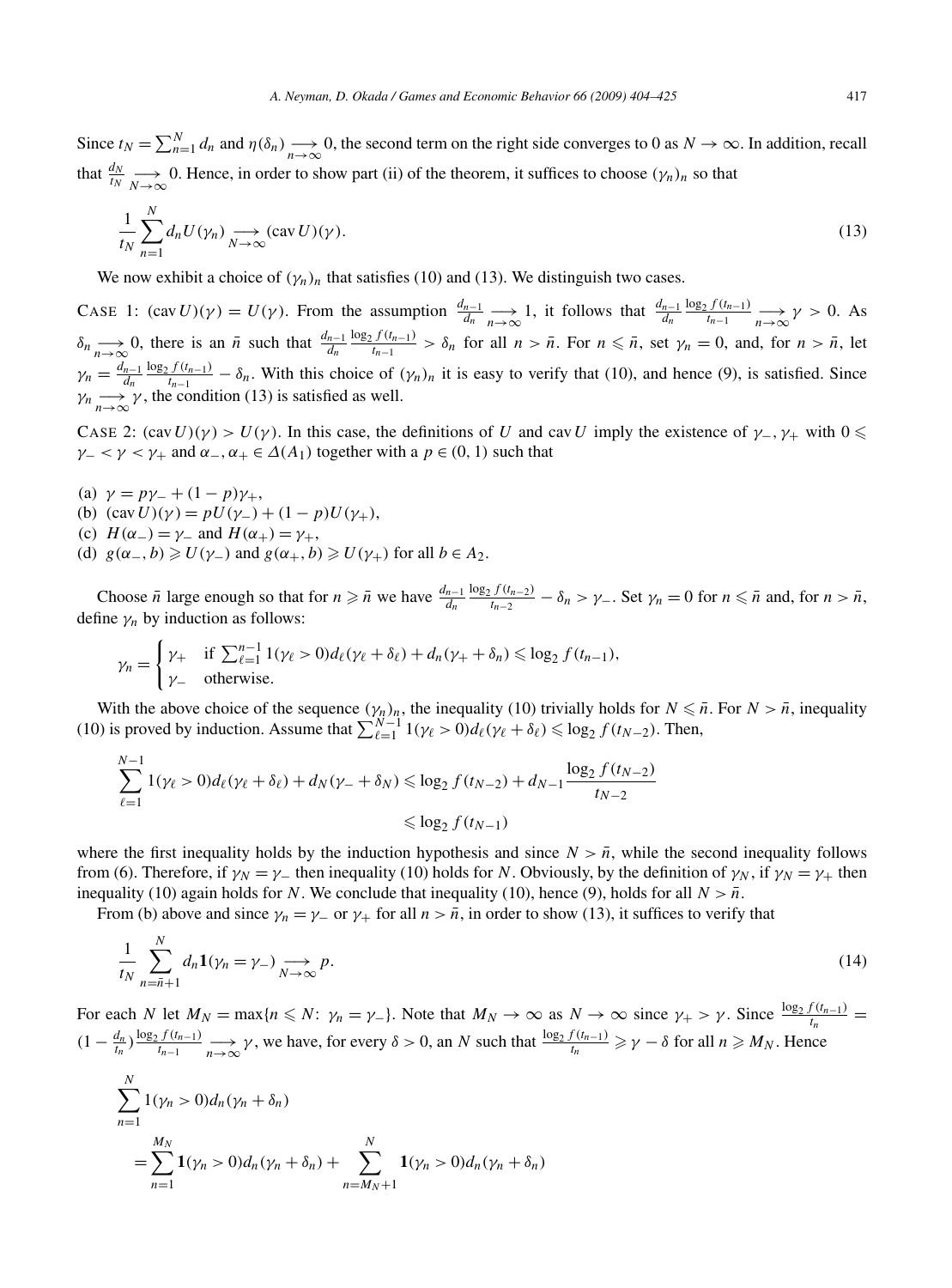Since $t_N = \sum_{n=1}^{N} d_n$ and $\eta(\delta_n) \underset{n\to\infty}{\longrightarrow} 0$, the second term on the right side converges to 0 as $N \to \infty$. In addition, recall that $\frac{d_N}{t_N} \underset{N\to\infty}{\longrightarrow} 0$. Hence, in order to show part (ii) of the theorem, it suffices to choose $(\gamma_n)_n$ so that

$$\frac{1}{t_N}\sum_{n=1}^{N} d_n U(\gamma_n) \underset{N\to\infty}{\longrightarrow} (\operatorname{cav} U)(\gamma). \tag{13}$$

We now exhibit a choice of $(\gamma_n)_n$ that satisfies (10) and (13). We distinguish two cases.

CASE 1: $(\operatorname{cav} U)(\gamma) = U(\gamma)$. From the assumption $\frac{d_{n-1}}{d_n} \underset{n\to\infty}{\longrightarrow} 1$, it follows that $\frac{d_{n-1}}{d_n}\frac{\log_2 f(t_{n-1})}{t_{n-1}} \underset{n\to\infty}{\longrightarrow} \gamma > 0$. As $\delta_n \underset{n\to\infty}{\longrightarrow} 0$, there is an $\bar{n}$ such that $\frac{d_{n-1}}{d_n}\frac{\log_2 f(t_{n-1})}{t_{n-1}} > \delta_n$ for all $n > \bar{n}$. For $n \leqslant \bar{n}$, set $\gamma_n = 0$, and, for $n > \bar{n}$, let $\gamma_n = \frac{d_{n-1}}{d_n}\frac{\log_2 f(t_{n-1})}{t_{n-1}} - \delta_n$. With this choice of $(\gamma_n)_n$ it is easy to verify that (10), and hence (9), is satisfied. Since $\gamma_n \underset{n\to\infty}{\longrightarrow} \gamma$, the condition (13) is satisfied as well.

CASE 2: $(\operatorname{cav} U)(\gamma) > U(\gamma)$. In this case, the definitions of $U$ and $\operatorname{cav} U$ imply the existence of $\gamma_-, \gamma_+$ with $0 \leqslant \gamma_- < \gamma < \gamma_+$ and $\alpha_-, \alpha_+ \in \Delta(A_1)$ together with a $p \in (0,1)$ such that

(a) $\gamma = p\gamma_- + (1-p)\gamma_+$,
(b) $(\operatorname{cav} U)(\gamma) = pU(\gamma_-) + (1-p)U(\gamma_+)$,
(c) $H(\alpha_-) = \gamma_-$ and $H(\alpha_+) = \gamma_+$,
(d) $g(\alpha_-, b) \geqslant U(\gamma_-)$ and $g(\alpha_+, b) \geqslant U(\gamma_+)$ for all $b \in A_2$.

Choose $\bar{n}$ large enough so that for $n \geqslant \bar{n}$ we have $\frac{d_{n-1}}{d_n}\frac{\log_2 f(t_{n-2})}{t_{n-2}} - \delta_n > \gamma_-$. Set $\gamma_n = 0$ for $n \leqslant \bar{n}$ and, for $n > \bar{n}$, define $\gamma_n$ by induction as follows:

$$\gamma_n = \begin{cases} \gamma_+ & \text{if } \sum_{\ell=1}^{n-1} 1(\gamma_\ell > 0) d_\ell(\gamma_\ell + \delta_\ell) + d_n(\gamma_+ + \delta_n) \leqslant \log_2 f(t_{n-1}), \\ \gamma_- & \text{otherwise.} \end{cases}$$

With the above choice of the sequence $(\gamma_n)_n$, the inequality (10) trivially holds for $N \leqslant \bar{n}$. For $N > \bar{n}$, inequality (10) is proved by induction. Assume that $\sum_{\ell=1}^{N-1} 1(\gamma_\ell > 0) d_\ell(\gamma_\ell + \delta_\ell) \leqslant \log_2 f(t_{N-2})$. Then,

$$\begin{aligned}\sum_{\ell=1}^{N-1} 1(\gamma_\ell > 0) d_\ell(\gamma_\ell + \delta_\ell) + d_N(\gamma_- + \delta_N) &\leqslant \log_2 f(t_{N-2}) + d_{N-1}\frac{\log_2 f(t_{N-2})}{t_{N-2}} \\ &\leqslant \log_2 f(t_{N-1})\end{aligned}$$

where the first inequality holds by the induction hypothesis and since $N > \bar{n}$, while the second inequality follows from (6). Therefore, if $\gamma_N = \gamma_-$ then inequality (10) holds for $N$. Obviously, by the definition of $\gamma_N$, if $\gamma_N = \gamma_+$ then inequality (10) again holds for $N$. We conclude that inequality (10), hence (9), holds for all $N > \bar{n}$.

From (b) above and since $\gamma_n = \gamma_-$ or $\gamma_+$ for all $n > \bar{n}$, in order to show (13), it suffices to verify that

$$\frac{1}{t_N}\sum_{n=\bar{n}+1}^{N} d_n \mathbf{1}(\gamma_n = \gamma_-) \underset{N\to\infty}{\longrightarrow} p. \tag{14}$$

For each $N$ let $M_N = \max\{n \leqslant N:\ \gamma_n = \gamma_-\}$. Note that $M_N \to \infty$ as $N \to \infty$ since $\gamma_+ > \gamma$. Since $\frac{\log_2 f(t_{n-1})}{t_n} = (1 - \frac{d_n}{t_n})\frac{\log_2 f(t_{n-1})}{t_{n-1}} \underset{n\to\infty}{\longrightarrow} \gamma$, we have, for every $\delta > 0$, an $N$ such that $\frac{\log_2 f(t_{n-1})}{t_n} \geqslant \gamma - \delta$ for all $n \geqslant M_N$. Hence

$$\begin{aligned}&\sum_{n=1}^{N} 1(\gamma_n > 0) d_n(\gamma_n + \delta_n) \\ &\quad= \sum_{n=1}^{M_N} \mathbf{1}(\gamma_n > 0) d_n(\gamma_n + \delta_n) + \sum_{n=M_N+1}^{N} \mathbf{1}(\gamma_n > 0) d_n(\gamma_n + \delta_n)\end{aligned}$$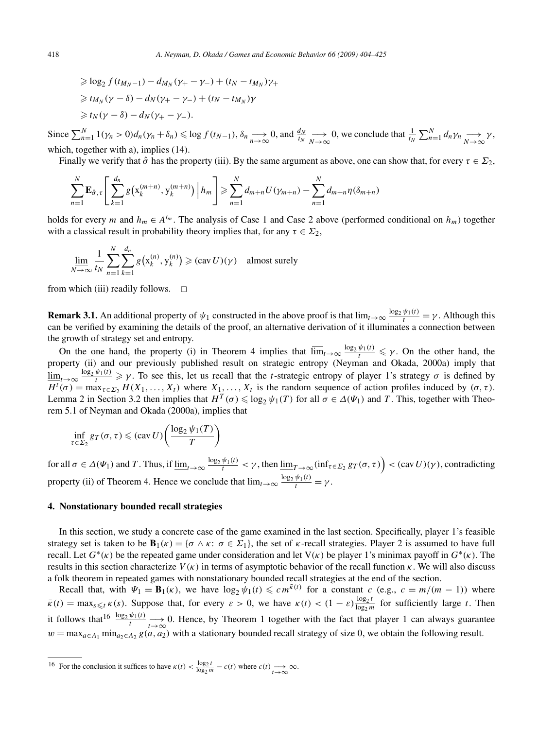$$\geqslant \log_2 f(t_{M_N-1}) - d_{M_N}(\gamma_+ - \gamma_-) + (t_N - t_{M_N})\gamma_+$$

$$\geqslant t_{M_N}(\gamma - \delta) - d_N(\gamma_+ - \gamma_-) + (t_N - t_{M_N})\gamma$$

$$\geqslant t_N(\gamma - \delta) - d_N(\gamma_+ - \gamma_-).$$

Since $\sum_{n=1}^N 1(\gamma_n > 0) d_n(\gamma_n + \delta_n) \leqslant \log f(t_{N-1})$, $\delta_n \underset{n\to\infty}{\longrightarrow} 0$, and $\frac{d_N}{t_N} \underset{N\to\infty}{\longrightarrow} 0$, we conclude that $\frac{1}{t_N}\sum_{n=1}^N d_n\gamma_n \underset{N\to\infty}{\longrightarrow} \gamma$, which, together with a), implies (14).

Finally we verify that $\hat{\sigma}$ has the property (iii). By the same argument as above, one can show that, for every $\tau \in \Sigma_2$,

$$\sum_{n=1}^N \mathbf{E}_{\hat{\sigma},\tau}\left[\sum_{k=1}^{d_n} g\left(\mathrm{x}_k^{(m+n)}, \mathrm{y}_k^{(m+n)}\right) \,\Big|\, h_m\right] \geqslant \sum_{n=1}^N d_{m+n}U(\gamma_{m+n}) - \sum_{n=1}^N d_{m+n}\eta(\delta_{m+n})$$

holds for every $m$ and $h_m \in A^{t_m}$. The analysis of Case 1 and Case 2 above (performed conditional on $h_m$) together with a classical result in probability theory implies that, for any $\tau \in \Sigma_2$,

$$\varliminf_{N\to\infty} \frac{1}{t_N}\sum_{n=1}^N \sum_{k=1}^{d_n} g\left(\mathrm{x}_k^{(n)}, \mathrm{y}_k^{(n)}\right) \geqslant (\operatorname{cav} U)(\gamma) \quad \text{almost surely}$$

from which (iii) readily follows. □

**Remark 3.1.** An additional property of $\psi_1$ constructed in the above proof is that $\lim_{t\to\infty}\frac{\log_2\psi_1(t)}{t} = \gamma$. Although this can be verified by examining the details of the proof, an alternative derivation of it illuminates a connection between the growth of strategy set and entropy.

On the one hand, the property (i) in Theorem 4 implies that $\varlimsup_{t\to\infty}\frac{\log_2\psi_1(t)}{t} \leqslant \gamma$. On the other hand, the property (ii) and our previously published result on strategic entropy (Neyman and Okada, 2000a) imply that $\varliminf_{t\to\infty}\frac{\log_2\psi_1(t)}{t} \geqslant \gamma$. To see this, let us recall that the $t$-strategic entropy of player 1's strategy $\sigma$ is defined by $H^t(\sigma) = \max_{\tau\in\Sigma_2} H(X_1, \ldots, X_t)$ where $X_1, \ldots, X_t$ is the random sequence of action profiles induced by $(\sigma, \tau)$. Lemma 2 in Section 3.2 then implies that $H^T(\sigma) \leqslant \log_2\psi_1(T)$ for all $\sigma \in \Delta(\Psi_1)$ and $T$. This, together with Theorem 5.1 of Neyman and Okada (2000a), implies that

$$\inf_{\tau\in\Sigma_2} g_T(\sigma, \tau) \leqslant (\operatorname{cav} U)\left(\frac{\log_2\psi_1(T)}{T}\right)$$

for all $\sigma \in \Delta(\Psi_1)$ and $T$. Thus, if $\varliminf_{t\to\infty}\frac{\log_2\psi_1(t)}{t} < \gamma$, then $\varliminf_{T\to\infty}\left(\inf_{\tau\in\Sigma_2} g_T(\sigma, \tau)\right) < (\operatorname{cav} U)(\gamma)$, contradicting property (ii) of Theorem 4. Hence we conclude that $\lim_{t\to\infty}\frac{\log_2\psi_1(t)}{t} = \gamma$.

## 4. Nonstationary bounded recall strategies

In this section, we study a concrete case of the game examined in the last section. Specifically, player 1's feasible strategy set is taken to be $\mathbf{B}_1(\kappa) = \{\sigma \wedge \kappa \colon \sigma \in \Sigma_1\}$, the set of $\kappa$-recall strategies. Player 2 is assumed to have full recall. Let $G^*(\kappa)$ be the repeated game under consideration and let $\mathrm{V}(\kappa)$ be player 1's minimax payoff in $G^*(\kappa)$. The results in this section characterize $V(\kappa)$ in terms of asymptotic behavior of the recall function $\kappa$. We will also discuss a folk theorem in repeated games with nonstationary bounded recall strategies at the end of the section.

Recall that, with $\Psi_1 = \mathbf{B}_1(\kappa)$, we have $\log_2\psi_1(t) \leqslant c\,m^{\bar{\kappa}(t)}$ for a constant $c$ (e.g., $c = m/(m-1)$) where $\bar{\kappa}(t) = \max_{s\leqslant t}\kappa(s)$. Suppose that, for every $\varepsilon > 0$, we have $\kappa(t) < (1-\varepsilon)\frac{\log_2 t}{\log_2 m}$ for sufficiently large $t$. Then it follows that[16] $\frac{\log_2\psi_1(t)}{t} \underset{t\to\infty}{\longrightarrow} 0$. Hence, by Theorem 1 together with the fact that player 1 can always guarantee $w = \max_{a\in A_1}\min_{a_2\in A_2} g(a, a_2)$ with a stationary bounded recall strategy of size 0, we obtain the following result.

[16] For the conclusion it suffices to have $\kappa(t) < \frac{\log_2 t}{\log_2 m} - c(t)$ where $c(t) \underset{t\to\infty}{\longrightarrow} \infty$.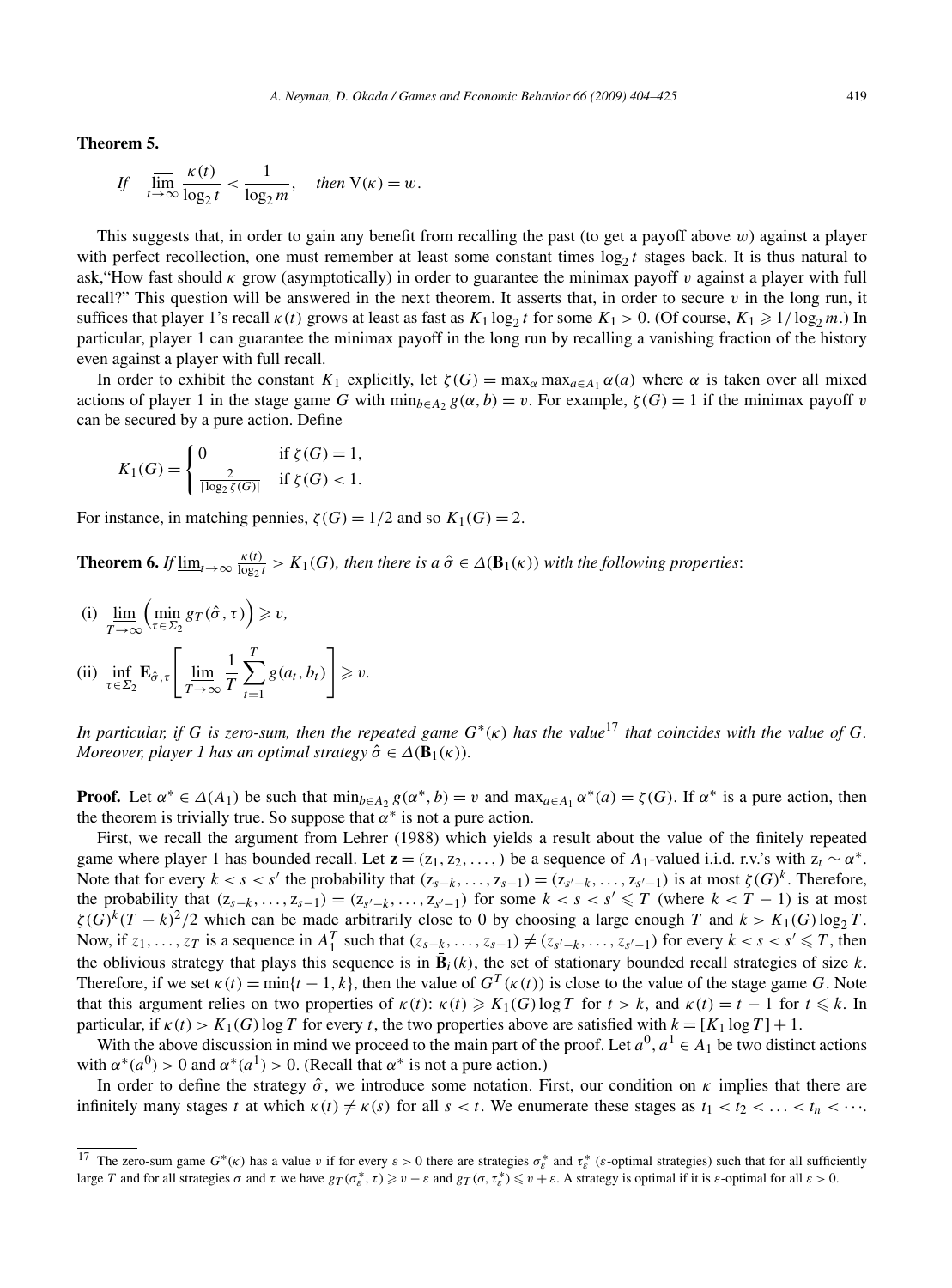**Theorem 5.**

*If* $\overline{\lim}_{t\to\infty} \frac{\kappa(t)}{\log_2 t} < \frac{1}{\log_2 m}$, *then* $\mathrm{V}(\kappa) = w$.

This suggests that, in order to gain any benefit from recalling the past (to get a payoff above $w$) against a player with perfect recollection, one must remember at least some constant times $\log_2 t$ stages back. It is thus natural to ask,"How fast should $\kappa$ grow (asymptotically) in order to guarantee the minimax payoff $v$ against a player with full recall?" This question will be answered in the next theorem. It asserts that, in order to secure $v$ in the long run, it suffices that player 1's recall $\kappa(t)$ grows at least as fast as $K_1 \log_2 t$ for some $K_1 > 0$. (Of course, $K_1 \geqslant 1/\log_2 m$.) In particular, player 1 can guarantee the minimax payoff in the long run by recalling a vanishing fraction of the history even against a player with full recall.

In order to exhibit the constant $K_1$ explicitly, let $\zeta(G) = \max_\alpha \max_{a\in A_1} \alpha(a)$ where $\alpha$ is taken over all mixed actions of player 1 in the stage game $G$ with $\min_{b\in A_2} g(\alpha, b) = v$. For example, $\zeta(G) = 1$ if the minimax payoff $v$ can be secured by a pure action. Define

$$K_1(G) = \begin{cases} 0 & \text{if } \zeta(G) = 1, \\ \frac{2}{|\log_2 \zeta(G)|} & \text{if } \zeta(G) < 1. \end{cases}$$

For instance, in matching pennies, $\zeta(G) = 1/2$ and so $K_1(G) = 2$.

**Theorem 6.** *If* $\underline{\lim}_{t\to\infty} \frac{\kappa(t)}{\log_2 t} > K_1(G)$, *then there is a* $\hat{\sigma} \in \Delta(\mathbf{B}_1(\kappa))$ *with the following properties*:

(i) $\underline{\lim}_{T\to\infty} \left(\min_{\tau\in\Sigma_2} g_T(\hat{\sigma}, \tau)\right) \geqslant v$,

(ii) $\inf_{\tau\in\Sigma_2} \mathbf{E}_{\hat{\sigma},\tau}\left[\underline{\lim}_{T\to\infty} \frac{1}{T}\sum_{t=1}^{T} g(a_t, b_t)\right] \geqslant v$.

*In particular, if $G$ is zero-sum, then the repeated game $G^*(\kappa)$ has the value*[17] *that coincides with the value of $G$. Moreover, player 1 has an optimal strategy $\hat{\sigma} \in \Delta(\mathbf{B}_1(\kappa))$.*

**Proof.** Let $\alpha^* \in \Delta(A_1)$ be such that $\min_{b\in A_2} g(\alpha^*, b) = v$ and $\max_{a\in A_1} \alpha^*(a) = \zeta(G)$. If $\alpha^*$ is a pure action, then the theorem is trivially true. So suppose that $\alpha^*$ is not a pure action.

First, we recall the argument from Lehrer (1988) which yields a result about the value of the finitely repeated game where player 1 has bounded recall. Let $\mathbf{z} = (z_1, z_2, \ldots,)$ be a sequence of $A_1$-valued i.i.d. r.v.'s with $z_t \sim \alpha^*$. Note that for every $k < s < s'$ the probability that $(z_{s-k}, \ldots, z_{s-1}) = (z_{s'-k}, \ldots, z_{s'-1})$ is at most $\zeta(G)^k$. Therefore, the probability that $(z_{s-k}, \ldots, z_{s-1}) = (z_{s'-k}, \ldots, z_{s'-1})$ for some $k < s < s' \leqslant T$ (where $k < T-1$) is at most $\zeta(G)^k (T-k)^2/2$ which can be made arbitrarily close to 0 by choosing a large enough $T$ and $k > K_1(G)\log_2 T$. Now, if $z_1, \ldots, z_T$ is a sequence in $A_1^T$ such that $(z_{s-k}, \ldots, z_{s-1}) \neq (z_{s'-k}, \ldots, z_{s'-1})$ for every $k < s < s' \leqslant T$, then the oblivious strategy that plays this sequence is in $\bar{\mathbf{B}}_i(k)$, the set of stationary bounded recall strategies of size $k$. Therefore, if we set $\kappa(t) = \min\{t-1, k\}$, then the value of $G^T(\kappa(t))$ is close to the value of the stage game $G$. Note that this argument relies on two properties of $\kappa(t)$: $\kappa(t) \geqslant K_1(G)\log T$ for $t > k$, and $\kappa(t) = t-1$ for $t \leqslant k$. In particular, if $\kappa(t) > K_1(G)\log T$ for every $t$, the two properties above are satisfied with $k = [K_1 \log T] + 1$.

With the above discussion in mind we proceed to the main part of the proof. Let $a^0, a^1 \in A_1$ be two distinct actions with $\alpha^*(a^0) > 0$ and $\alpha^*(a^1) > 0$. (Recall that $\alpha^*$ is not a pure action.)

In order to define the strategy $\hat{\sigma}$, we introduce some notation. First, our condition on $\kappa$ implies that there are infinitely many stages $t$ at which $\kappa(t) \neq \kappa(s)$ for all $s < t$. We enumerate these stages as $t_1 < t_2 < \ldots < t_n < \cdots$.

[17] The zero-sum game $G^*(\kappa)$ has a value $v$ if for every $\varepsilon > 0$ there are strategies $\sigma_\varepsilon^*$ and $\tau_\varepsilon^*$ ($\varepsilon$-optimal strategies) such that for all sufficiently large $T$ and for all strategies $\sigma$ and $\tau$ we have $g_T(\sigma_\varepsilon^*, \tau) \geqslant v - \varepsilon$ and $g_T(\sigma, \tau_\varepsilon^*) \leqslant v + \varepsilon$. A strategy is optimal if it is $\varepsilon$-optimal for all $\varepsilon > 0$.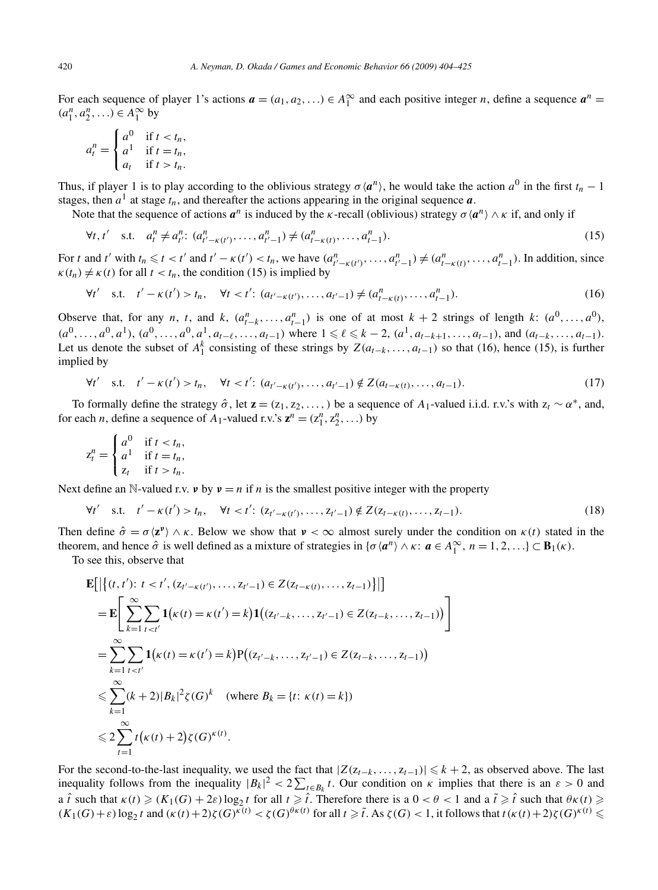For each sequence of player 1's actions $\boldsymbol{a} = (a_1, a_2, \ldots) \in A_1^\infty$ and each positive integer $n$, define a sequence $\boldsymbol{a}^n = (a_1^n, a_2^n, \ldots) \in A_1^\infty$ by

$$a_t^n = \begin{cases} a^0 & \text{if } t < t_n, \\ a^1 & \text{if } t = t_n, \\ a_t & \text{if } t > t_n. \end{cases}$$

Thus, if player 1 is to play according to the oblivious strategy $\sigma\langle \boldsymbol{a}^n \rangle$, he would take the action $a^0$ in the first $t_n - 1$ stages, then $a^1$ at stage $t_n$, and thereafter the actions appearing in the original sequence $\boldsymbol{a}$.

Note that the sequence of actions $\boldsymbol{a}^n$ is induced by the $\kappa$-recall (oblivious) strategy $\sigma\langle \boldsymbol{a}^n \rangle \wedge \kappa$ if, and only if

$$\forall t, t' \quad \text{s.t.} \quad a_t^n \neq a_{t'}^n\text{:}\ (a_{t'-\kappa(t')}^n, \ldots, a_{t'-1}^n) \neq (a_{t-\kappa(t)}^n, \ldots, a_{t-1}^n). \tag{15}$$

For $t$ and $t'$ with $t_n \leqslant t < t'$ and $t' - \kappa(t') < t_n$, we have $(a_{t'-\kappa(t')}^n, \ldots, a_{t'-1}^n) \neq (a_{t-\kappa(t)}^n, \ldots, a_{t-1}^n)$. In addition, since $\kappa(t_n) \neq \kappa(t)$ for all $t < t_n$, the condition (15) is implied by

$$\forall t' \quad \text{s.t.} \quad t' - \kappa(t') > t_n, \quad \forall t < t'\text{:}\ (a_{t'-\kappa(t')}, \ldots, a_{t'-1}) \neq (a_{t-\kappa(t)}^n, \ldots, a_{t-1}^n). \tag{16}$$

Observe that, for any $n$, $t$, and $k$, $(a_{t-k}^n, \ldots, a_{t-1}^n)$ is one of at most $k+2$ strings of length $k$: $(a^0, \ldots, a^0)$, $(a^0, \ldots, a^0, a^1)$, $(a^0, \ldots, a^0, a^1, a_{t-\ell}, \ldots, a_{t-1})$ where $1 \leqslant \ell \leqslant k-2$, $(a^1, a_{t-k+1}, \ldots, a_{t-1})$, and $(a_{t-k}, \ldots, a_{t-1})$. Let us denote the subset of $A_1^k$ consisting of these strings by $Z(a_{t-k}, \ldots, a_{t-1})$ so that (16), hence (15), is further implied by

$$\forall t' \quad \text{s.t.} \quad t' - \kappa(t') > t_n, \quad \forall t < t'\text{:}\ (a_{t'-\kappa(t')}, \ldots, a_{t'-1}) \notin Z(a_{t-\kappa(t)}, \ldots, a_{t-1}). \tag{17}$$

To formally define the strategy $\hat{\sigma}$, let $\mathbf{z} = (\mathrm{z}_1, \mathrm{z}_2, \ldots,)$ be a sequence of $A_1$-valued i.i.d. r.v.'s with $\mathrm{z}_t \sim \alpha^*$, and, for each $n$, define a sequence of $A_1$-valued r.v.'s $\mathbf{z}^n = (\mathrm{z}_1^n, \mathrm{z}_2^n, \ldots)$ by

$$\mathrm{z}_t^n = \begin{cases} a^0 & \text{if } t < t_n, \\ a^1 & \text{if } t = t_n, \\ \mathrm{z}_t & \text{if } t > t_n. \end{cases}$$

Next define an $\mathbb{N}$-valued r.v. $\boldsymbol{\nu}$ by $\boldsymbol{\nu} = n$ if $n$ is the smallest positive integer with the property

$$\forall t' \quad \text{s.t.} \quad t' - \kappa(t') > t_n, \quad \forall t < t'\text{:}\ (\mathrm{z}_{t'-\kappa(t')}, \ldots, \mathrm{z}_{t'-1}) \notin Z(\mathrm{z}_{t-\kappa(t)}, \ldots, \mathrm{z}_{t-1}). \tag{18}$$

Then define $\hat{\sigma} = \sigma\langle \mathbf{z}^{\boldsymbol{\nu}} \rangle \wedge \kappa$. Below we show that $\boldsymbol{\nu} < \infty$ almost surely under the condition on $\kappa(t)$ stated in the theorem, and hence $\hat{\sigma}$ is well defined as a mixture of strategies in $\{\sigma\langle \boldsymbol{a}^n \rangle \wedge \kappa\text{: } \boldsymbol{a} \in A_1^\infty,\ n = 1, 2, \ldots\} \subset \mathbf{B}_1(\kappa)$.

To see this, observe that

$$\begin{aligned}
&\mathbf{E}\big[\big|\big\{(t, t')\text{: } t < t', (\mathrm{z}_{t'-\kappa(t')}, \ldots, \mathrm{z}_{t'-1}) \in Z(\mathrm{z}_{t-\kappa(t)}, \ldots, \mathrm{z}_{t-1})\big\}\big|\big] \\
&= \mathbf{E}\left[\sum_{k=1}^{\infty} \sum_{t<t'} \mathbf{1}\big(\kappa(t) = \kappa(t') = k\big) \mathbf{1}\big((\mathrm{z}_{t'-k}, \ldots, \mathrm{z}_{t'-1}) \in Z(\mathrm{z}_{t-k}, \ldots, \mathrm{z}_{t-1})\big)\right] \\
&= \sum_{k=1}^{\infty} \sum_{t<t'} \mathbf{1}\big(\kappa(t) = \kappa(t') = k\big) \mathrm{P}\big((\mathrm{z}_{t'-k}, \ldots, \mathrm{z}_{t'-1}) \in Z(\mathrm{z}_{t-k}, \ldots, \mathrm{z}_{t-1})\big) \\
&\leqslant \sum_{k=1}^{\infty} (k+2)|B_k|^2 \zeta(G)^k \quad (\text{where } B_k = \{t\text{: } \kappa(t) = k\}) \\
&\leqslant 2 \sum_{t=1}^{\infty} t\big(\kappa(t) + 2\big) \zeta(G)^{\kappa(t)}.
\end{aligned}$$

For the second-to-the-last inequality, we used the fact that $|Z(\mathrm{z}_{t-k}, \ldots, \mathrm{z}_{t-1})| \leqslant k+2$, as observed above. The last inequality follows from the inequality $|B_k|^2 < 2\sum_{t \in B_k} t$. Our condition on $\kappa$ implies that there is an $\varepsilon > 0$ and a $\hat{t}$ such that $\kappa(t) \geqslant (K_1(G) + 2\varepsilon) \log_2 t$ for all $t \geqslant \hat{t}$. Therefore there is a $0 < \theta < 1$ and a $\tilde{t} \geqslant \hat{t}$ such that $\theta\kappa(t) \geqslant (K_1(G) + \varepsilon) \log_2 t$ and $(\kappa(t) + 2)\zeta(G)^{\kappa(t)} < \zeta(G)^{\theta\kappa(t)}$ for all $t \geqslant \tilde{t}$. As $\zeta(G) < 1$, it follows that $t(\kappa(t) + 2)\zeta(G)^{\kappa(t)} \leqslant$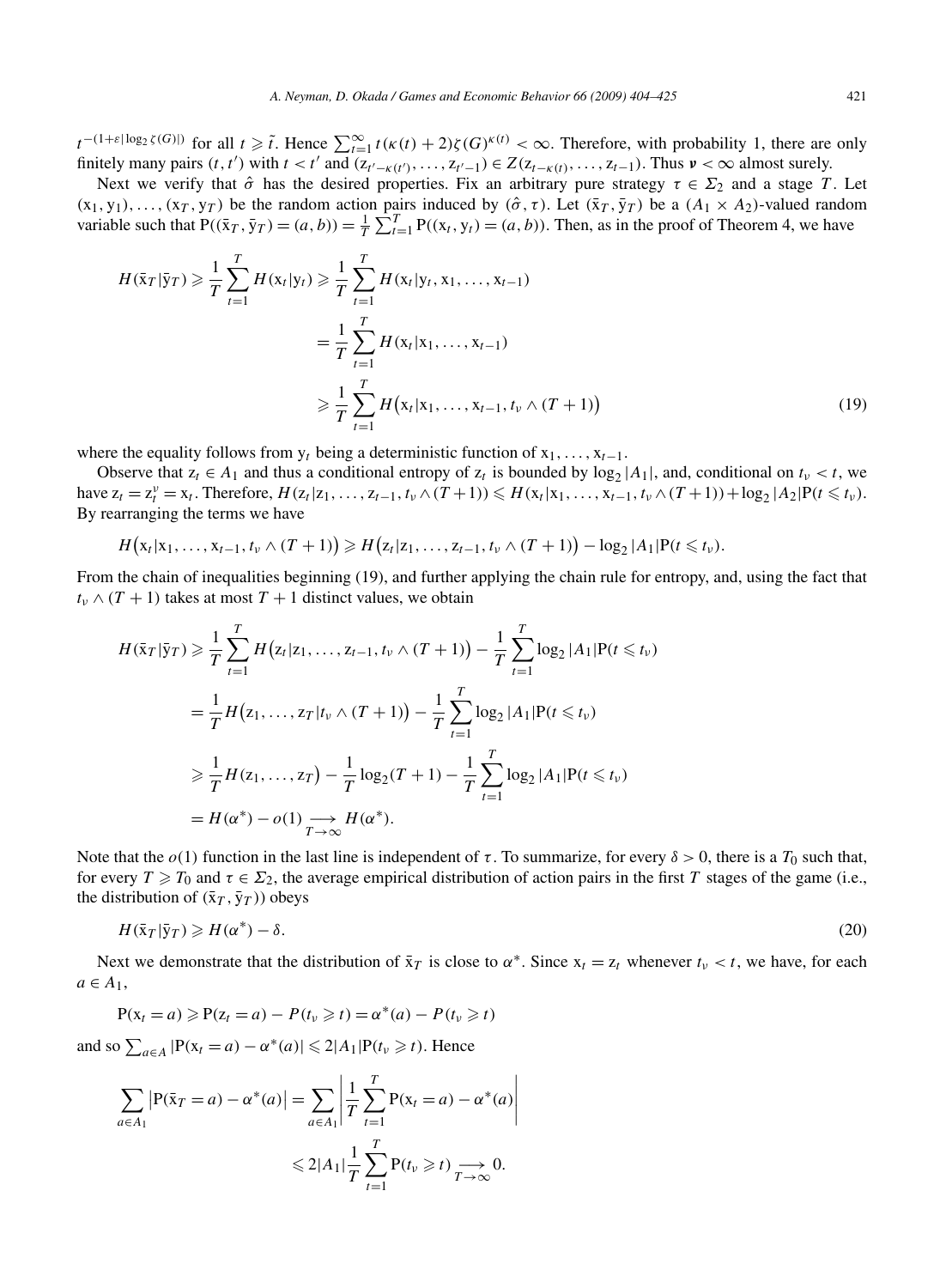$t^{-(1+\varepsilon|\log_2 \zeta(G)|)}$ for all $t \geqslant \tilde{t}$. Hence $\sum_{t=1}^{\infty} t(\kappa(t)+2)\zeta(G)^{\kappa(t)} < \infty$. Therefore, with probability 1, there are only finitely many pairs $(t, t')$ with $t < t'$ and $(z_{t'-\kappa(t')}, \ldots, z_{t'-1}) \in Z(z_{t-\kappa(t)}, \ldots, z_{t-1})$. Thus $\boldsymbol{\nu} < \infty$ almost surely.

Next we verify that $\hat{\sigma}$ has the desired properties. Fix an arbitrary pure strategy $\tau \in \Sigma_2$ and a stage $T$. Let $(x_1, y_1), \ldots, (x_T, y_T)$ be the random action pairs induced by $(\hat{\sigma}, \tau)$. Let $(\bar{x}_T, \bar{y}_T)$ be a $(A_1 \times A_2)$-valued random variable such that $P((\bar{x}_T, \bar{y}_T) = (a, b)) = \frac{1}{T}\sum_{t=1}^{T} P((x_t, y_t) = (a, b))$. Then, as in the proof of Theorem 4, we have

$$
\begin{aligned}
H(\bar{x}_T|\bar{y}_T) &\geqslant \frac{1}{T}\sum_{t=1}^{T} H(x_t|y_t) \geqslant \frac{1}{T}\sum_{t=1}^{T} H(x_t|y_t, x_1, \ldots, x_{t-1}) \\
&= \frac{1}{T}\sum_{t=1}^{T} H(x_t|x_1, \ldots, x_{t-1}) \\
&\geqslant \frac{1}{T}\sum_{t=1}^{T} H\big(x_t|x_1, \ldots, x_{t-1}, t_\nu \wedge (T+1)\big) \qquad (19)
\end{aligned}
$$

where the equality follows from $y_t$ being a deterministic function of $x_1, \ldots, x_{t-1}$.

Observe that $z_t \in A_1$ and thus a conditional entropy of $z_t$ is bounded by $\log_2|A_1|$, and, conditional on $t_\nu < t$, we have $z_t = z_t^\nu = x_t$. Therefore, $H(z_t|z_1, \ldots, z_{t-1}, t_\nu \wedge (T+1)) \leqslant H(x_t|x_1, \ldots, x_{t-1}, t_\nu \wedge (T+1)) + \log_2|A_2|P(t \leqslant t_\nu)$. By rearranging the terms we have

$$
H\big(x_t|x_1, \ldots, x_{t-1}, t_\nu \wedge (T+1)\big) \geqslant H\big(z_t|z_1, \ldots, z_{t-1}, t_\nu \wedge (T+1)\big) - \log_2|A_1|P(t \leqslant t_\nu).
$$

From the chain of inequalities beginning (19), and further applying the chain rule for entropy, and, using the fact that $t_\nu \wedge (T+1)$ takes at most $T+1$ distinct values, we obtain

$$
\begin{aligned}
H(\bar{x}_T|\bar{y}_T) &\geqslant \frac{1}{T}\sum_{t=1}^{T} H\big(z_t|z_1, \ldots, z_{t-1}, t_\nu \wedge (T+1)\big) - \frac{1}{T}\sum_{t=1}^{T}\log_2|A_1|P(t \leqslant t_\nu) \\
&= \frac{1}{T} H\big(z_1, \ldots, z_T|t_\nu \wedge (T+1)\big) - \frac{1}{T}\sum_{t=1}^{T}\log_2|A_1|P(t \leqslant t_\nu) \\
&\geqslant \frac{1}{T} H(z_1, \ldots, z_T) - \frac{1}{T}\log_2(T+1) - \frac{1}{T}\sum_{t=1}^{T}\log_2|A_1|P(t \leqslant t_\nu) \\
&= H(\alpha^*) - o(1) \underset{T\to\infty}{\longrightarrow} H(\alpha^*).
\end{aligned}
$$

Note that the $o(1)$ function in the last line is independent of $\tau$. To summarize, for every $\delta > 0$, there is a $T_0$ such that, for every $T \geqslant T_0$ and $\tau \in \Sigma_2$, the average empirical distribution of action pairs in the first $T$ stages of the game (i.e., the distribution of $(\bar{x}_T, \bar{y}_T)$) obeys

$$
H(\bar{x}_T|\bar{y}_T) \geqslant H(\alpha^*) - \delta. \qquad (20)
$$

Next we demonstrate that the distribution of $\bar{x}_T$ is close to $\alpha^*$. Since $x_t = z_t$ whenever $t_\nu < t$, we have, for each $a \in A_1$,

$$
P(x_t = a) \geqslant P(z_t = a) - P(t_\nu \geqslant t) = \alpha^*(a) - P(t_\nu \geqslant t)
$$

and so $\sum_{a\in A}|P(x_t = a) - \alpha^*(a)| \leqslant 2|A_1|P(t_\nu \geqslant t)$. Hence

$$
\begin{aligned}
\sum_{a\in A_1}\big|P(\bar{x}_T = a) - \alpha^*(a)\big| &= \sum_{a\in A_1}\left|\frac{1}{T}\sum_{t=1}^{T} P(x_t = a) - \alpha^*(a)\right| \\
&\leqslant 2|A_1|\frac{1}{T}\sum_{t=1}^{T} P(t_\nu \geqslant t) \underset{T\to\infty}{\longrightarrow} 0.
\end{aligned}
$$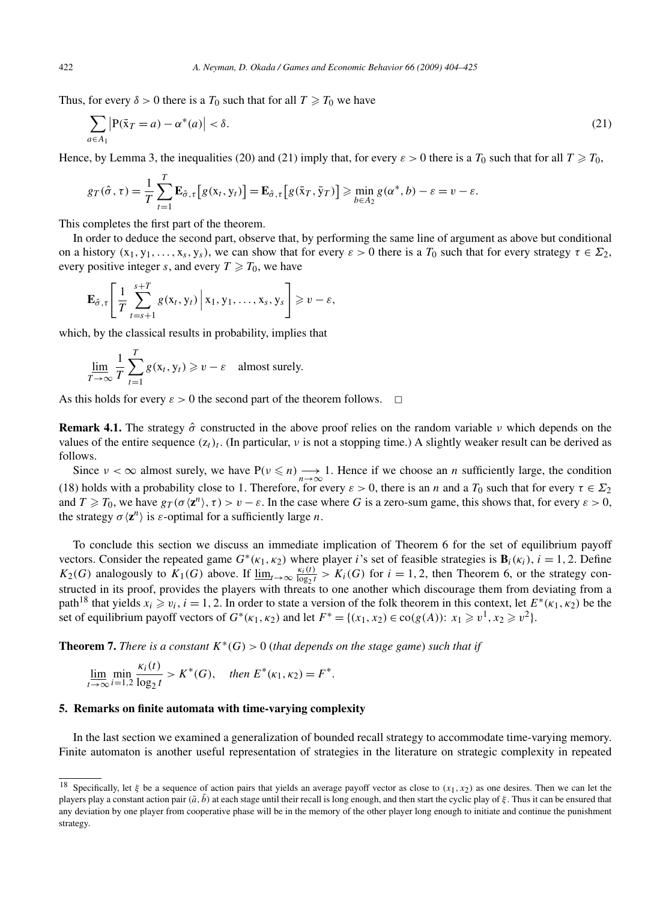Thus, for every $\delta > 0$ there is a $T_0$ such that for all $T \geqslant T_0$ we have

$$\sum_{a \in A_1} \left| \mathrm{P}(\bar{\mathrm{x}}_T = a) - \alpha^*(a) \right| < \delta. \tag{21}$$

Hence, by Lemma 3, the inequalities (20) and (21) imply that, for every $\varepsilon > 0$ there is a $T_0$ such that for all $T \geqslant T_0$,

$$g_T(\hat{\sigma}, \tau) = \frac{1}{T} \sum_{t=1}^{T} \mathbf{E}_{\hat{\sigma},\tau}\big[g(\mathrm{x}_t, \mathrm{y}_t)\big] = \mathbf{E}_{\hat{\sigma},\tau}\big[g(\bar{\mathrm{x}}_T, \bar{\mathrm{y}}_T)\big] \geqslant \min_{b \in A_2} g(\alpha^*, b) - \varepsilon = v - \varepsilon.$$

This completes the first part of the theorem.

In order to deduce the second part, observe that, by performing the same line of argument as above but conditional on a history $(\mathrm{x}_1, \mathrm{y}_1, \ldots, \mathrm{x}_s, \mathrm{y}_s)$, we can show that for every $\varepsilon > 0$ there is a $T_0$ such that for every strategy $\tau \in \Sigma_2$, every positive integer $s$, and every $T \geqslant T_0$, we have

$$\mathbf{E}_{\hat{\sigma},\tau}\left[\frac{1}{T} \sum_{t=s+1}^{s+T} g(\mathrm{x}_t, \mathrm{y}_t) \,\middle|\, \mathrm{x}_1, \mathrm{y}_1, \ldots, \mathrm{x}_s, \mathrm{y}_s\right] \geqslant v - \varepsilon,$$

which, by the classical results in probability, implies that

$$\varliminf_{T \to \infty} \frac{1}{T} \sum_{t=1}^{T} g(\mathrm{x}_t, \mathrm{y}_t) \geqslant v - \varepsilon \quad \text{almost surely.}$$

As this holds for every $\varepsilon > 0$ the second part of the theorem follows. $\square$

**Remark 4.1.** The strategy $\hat{\sigma}$ constructed in the above proof relies on the random variable $\nu$ which depends on the values of the entire sequence $(\mathrm{z}_t)_t$. (In particular, $\nu$ is not a stopping time.) A slightly weaker result can be derived as follows.

Since $\nu < \infty$ almost surely, we have $\mathrm{P}(\nu \leqslant n) \underset{n \to \infty}{\longrightarrow} 1$. Hence if we choose an $n$ sufficiently large, the condition (18) holds with a probability close to 1. Therefore, for every $\varepsilon > 0$, there is an $n$ and a $T_0$ such that for every $\tau \in \Sigma_2$ and $T \geqslant T_0$, we have $g_T(\sigma\langle \mathbf{z}^n \rangle, \tau) > v - \varepsilon$. In the case where $G$ is a zero-sum game, this shows that, for every $\varepsilon > 0$, the strategy $\sigma\langle \mathbf{z}^n \rangle$ is $\varepsilon$-optimal for a sufficiently large $n$.

To conclude this section we discuss an immediate implication of Theorem 6 for the set of equilibrium payoff vectors. Consider the repeated game $G^*(\kappa_1, \kappa_2)$ where player $i$'s set of feasible strategies is $\mathbf{B}_i(\kappa_i)$, $i = 1, 2$. Define $K_2(G)$ analogously to $K_1(G)$ above. If $\varliminf_{t \to \infty} \frac{\kappa_i(t)}{\log_2 t} > K_i(G)$ for $i = 1, 2$, then Theorem 6, or the strategy constructed in its proof, provides the players with threats to one another which discourage them from deviating from a path[18] that yields $x_i \geqslant v_i$, $i = 1, 2$. In order to state a version of the folk theorem in this context, let $E^*(\kappa_1, \kappa_2)$ be the set of equilibrium payoff vectors of $G^*(\kappa_1, \kappa_2)$ and let $F^* = \{(x_1, x_2) \in \mathrm{co}(g(A)){:}\ x_1 \geqslant v^1, x_2 \geqslant v^2\}$.

**Theorem 7.** *There is a constant $K^*(G) > 0$ (that depends on the stage game) such that if*

$$\varliminf_{t \to \infty} \min_{i=1,2} \frac{\kappa_i(t)}{\log_2 t} > K^*(G), \quad \textit{then } E^*(\kappa_1, \kappa_2) = F^*.$$

## 5. Remarks on finite automata with time-varying complexity

In the last section we examined a generalization of bounded recall strategy to accommodate time-varying memory. Finite automaton is another useful representation of strategies in the literature on strategic complexity in repeated

---

[18] Specifically, let $\xi$ be a sequence of action pairs that yields an average payoff vector as close to $(x_1, x_2)$ as one desires. Then we can let the players play a constant action pair $(\bar{a}, \bar{b})$ at each stage until their recall is long enough, and then start the cyclic play of $\xi$. Thus it can be ensured that any deviation by one player from cooperative phase will be in the memory of the other player long enough to initiate and continue the punishment strategy.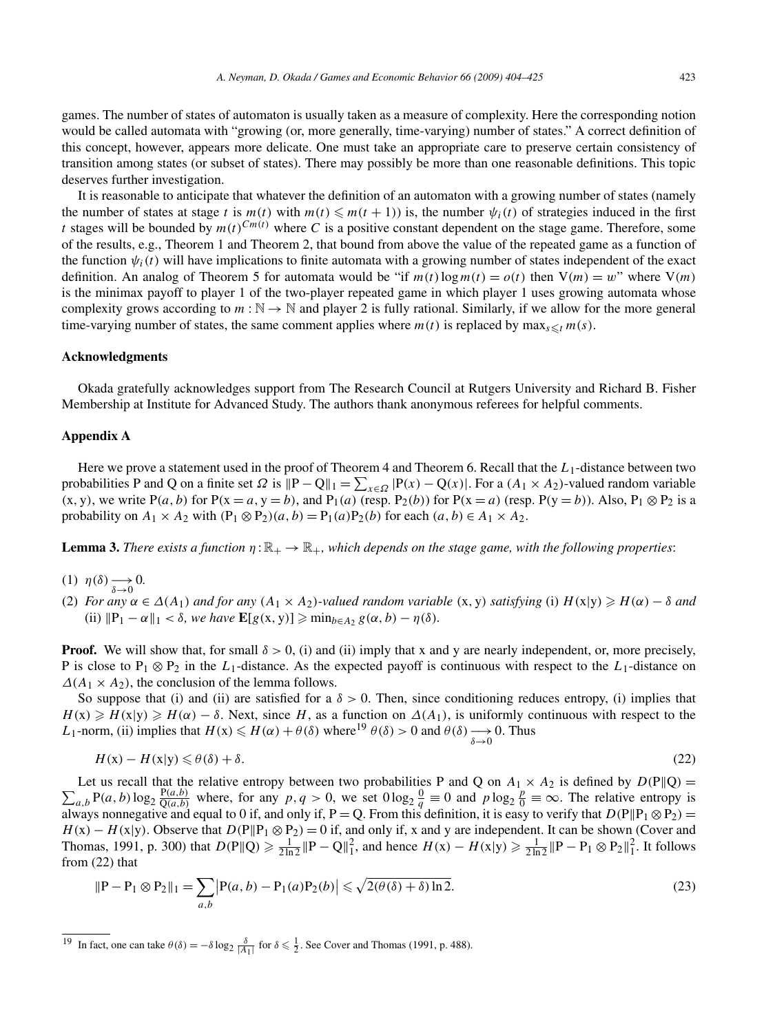games. The number of states of automaton is usually taken as a measure of complexity. Here the corresponding notion would be called automata with "growing (or, more generally, time-varying) number of states." A correct definition of this concept, however, appears more delicate. One must take an appropriate care to preserve certain consistency of transition among states (or subset of states). There may possibly be more than one reasonable definitions. This topic deserves further investigation.

It is reasonable to anticipate that whatever the definition of an automaton with a growing number of states (namely the number of states at stage $t$ is $m(t)$ with $m(t) \leqslant m(t+1)$) is, the number $\psi_i(t)$ of strategies induced in the first $t$ stages will be bounded by $m(t)^{Cm(t)}$ where $C$ is a positive constant dependent on the stage game. Therefore, some of the results, e.g., Theorem 1 and Theorem 2, that bound from above the value of the repeated game as a function of the function $\psi_i(t)$ will have implications to finite automata with a growing number of states independent of the exact definition. An analog of Theorem 5 for automata would be "if $m(t)\log m(t) = o(t)$ then $\mathrm{V}(m) = w$" where $\mathrm{V}(m)$ is the minimax payoff to player 1 of the two-player repeated game in which player 1 uses growing automata whose complexity grows according to $m : \mathbb{N} \to \mathbb{N}$ and player 2 is fully rational. Similarly, if we allow for the more general time-varying number of states, the same comment applies where $m(t)$ is replaced by $\max_{s \leqslant t} m(s)$.

## Acknowledgments

Okada gratefully acknowledges support from The Research Council at Rutgers University and Richard B. Fisher Membership at Institute for Advanced Study. The authors thank anonymous referees for helpful comments.

## Appendix A

Here we prove a statement used in the proof of Theorem 4 and Theorem 6. Recall that the $L_1$-distance between two probabilities P and Q on a finite set $\Omega$ is $\|\mathrm{P} - \mathrm{Q}\|_1 = \sum_{x\in\Omega} |\mathrm{P}(x) - \mathrm{Q}(x)|$. For a $(A_1 \times A_2)$-valued random variable $(\mathrm{x}, \mathrm{y})$, we write $\mathrm{P}(a, b)$ for $\mathrm{P}(\mathrm{x} = a, \mathrm{y} = b)$, and $\mathrm{P}_1(a)$ (resp. $\mathrm{P}_2(b)$) for $\mathrm{P}(\mathrm{x} = a)$ (resp. $\mathrm{P}(\mathrm{y} = b)$). Also, $\mathrm{P}_1 \otimes \mathrm{P}_2$ is a probability on $A_1 \times A_2$ with $(\mathrm{P}_1 \otimes \mathrm{P}_2)(a, b) = \mathrm{P}_1(a)\mathrm{P}_2(b)$ for each $(a, b) \in A_1 \times A_2$.

**Lemma 3.** *There exists a function $\eta : \mathbb{R}_+ \to \mathbb{R}_+$, which depends on the stage game, with the following properties*:

(1) $\eta(\delta) \underset{\delta\to 0}{\longrightarrow} 0$.

(2) *For any $\alpha \in \Delta(A_1)$ and for any $(A_1 \times A_2)$-valued random variable $(\mathrm{x}, \mathrm{y})$ satisfying* (i) $H(\mathrm{x}|\mathrm{y}) \geqslant H(\alpha) - \delta$ *and* (ii) $\|\mathrm{P}_1 - \alpha\|_1 < \delta$, *we have* $\mathbf{E}[g(\mathrm{x}, \mathrm{y})] \geqslant \min_{b\in A_2} g(\alpha, b) - \eta(\delta)$.

**Proof.** We will show that, for small $\delta > 0$, (i) and (ii) imply that x and y are nearly independent, or, more precisely, P is close to $\mathrm{P}_1 \otimes \mathrm{P}_2$ in the $L_1$-distance. As the expected payoff is continuous with respect to the $L_1$-distance on $\Delta(A_1 \times A_2)$, the conclusion of the lemma follows.

So suppose that (i) and (ii) are satisfied for a $\delta > 0$. Then, since conditioning reduces entropy, (i) implies that $H(\mathrm{x}) \geqslant H(\mathrm{x}|\mathrm{y}) \geqslant H(\alpha) - \delta$. Next, since $H$, as a function on $\Delta(A_1)$, is uniformly continuous with respect to the $L_1$-norm, (ii) implies that $H(\mathrm{x}) \leqslant H(\alpha) + \theta(\delta)$ where[19] $\theta(\delta) > 0$ and $\theta(\delta) \underset{\delta\to 0}{\longrightarrow} 0$. Thus

$$H(\mathrm{x}) - H(\mathrm{x}|\mathrm{y}) \leqslant \theta(\delta) + \delta. \tag{22}$$

Let us recall that the relative entropy between two probabilities P and Q on $A_1 \times A_2$ is defined by $D(\mathrm{P}\|\mathrm{Q}) = \sum_{a,b} \mathrm{P}(a, b) \log_2 \frac{\mathrm{P}(a,b)}{\mathrm{Q}(a,b)}$ where, for any $p, q > 0$, we set $0 \log_2 \frac{0}{q} \equiv 0$ and $p \log_2 \frac{p}{0} \equiv \infty$. The relative entropy is always nonnegative and equal to 0 if, and only if, $\mathrm{P} = \mathrm{Q}$. From this definition, it is easy to verify that $D(\mathrm{P}\|\mathrm{P}_1 \otimes \mathrm{P}_2) = H(\mathrm{x}) - H(\mathrm{x}|\mathrm{y})$. Observe that $D(\mathrm{P}\|\mathrm{P}_1 \otimes \mathrm{P}_2) = 0$ if, and only if, x and y are independent. It can be shown (Cover and Thomas, 1991, p. 300) that $D(\mathrm{P}\|\mathrm{Q}) \geqslant \frac{1}{2\ln 2}\|\mathrm{P} - \mathrm{Q}\|_1^2$, and hence $H(\mathrm{x}) - H(\mathrm{x}|\mathrm{y}) \geqslant \frac{1}{2\ln 2}\|\mathrm{P} - \mathrm{P}_1 \otimes \mathrm{P}_2\|_1^2$. It follows from (22) that

$$\|\mathrm{P} - \mathrm{P}_1 \otimes \mathrm{P}_2\|_1 = \sum_{a,b} \bigl|\mathrm{P}(a, b) - \mathrm{P}_1(a)\mathrm{P}_2(b)\bigr| \leqslant \sqrt{2(\theta(\delta) + \delta)\ln 2}. \tag{23}$$

[19] In fact, one can take $\theta(\delta) = -\delta \log_2 \frac{\delta}{|A_1|}$ for $\delta \leqslant \frac{1}{2}$. See Cover and Thomas (1991, p. 488).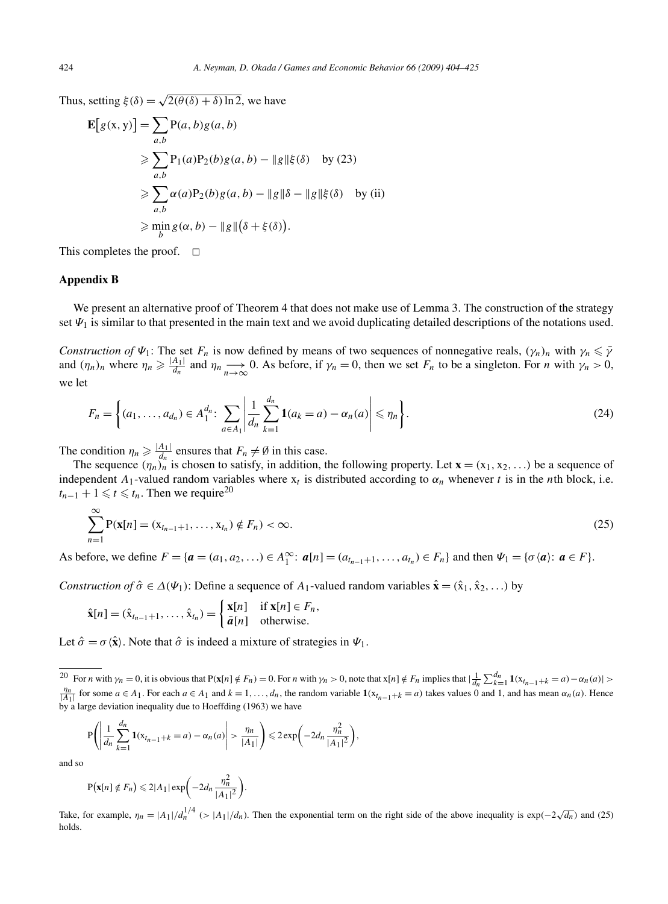Thus, setting $\xi(\delta) = \sqrt{2(\theta(\delta)+\delta)\ln 2}$, we have

$$
\begin{aligned}
\mathbf{E}\big[g(\mathrm{x},\mathrm{y})\big] &= \sum_{a,b} \mathrm{P}(a,b) g(a,b) \\
&\geqslant \sum_{a,b} \mathrm{P}_1(a)\mathrm{P}_2(b) g(a,b) - \|g\|\xi(\delta) \quad \text{by (23)} \\
&\geqslant \sum_{a,b} \alpha(a)\mathrm{P}_2(b) g(a,b) - \|g\|\delta - \|g\|\xi(\delta) \quad \text{by (ii)} \\
&\geqslant \min_b g(\alpha,b) - \|g\|\big(\delta+\xi(\delta)\big).
\end{aligned}
$$

This completes the proof. $\square$

## Appendix B

We present an alternative proof of Theorem 4 that does not make use of Lemma 3. The construction of the strategy set $\Psi_1$ is similar to that presented in the main text and we avoid duplicating detailed descriptions of the notations used.

*Construction of* $\Psi_1$: The set $F_n$ is now defined by means of two sequences of nonnegative reals, $(\gamma_n)_n$ with $\gamma_n \leqslant \bar{\gamma}$ and $(\eta_n)_n$ where $\eta_n \geqslant \frac{|A_1|}{d_n}$ and $\eta_n \underset{n\to\infty}{\longrightarrow} 0$. As before, if $\gamma_n = 0$, then we set $F_n$ to be a singleton. For $n$ with $\gamma_n > 0$, we let

$$
F_n = \left\{ (a_1,\ldots,a_{d_n}) \in A_1^{d_n}\colon \sum_{a\in A_1} \left| \frac{1}{d_n}\sum_{k=1}^{d_n} \mathbf{1}(a_k = a) - \alpha_n(a) \right| \leqslant \eta_n \right\}. \tag{24}
$$

The condition $\eta_n \geqslant \frac{|A_1|}{d_n}$ ensures that $F_n \neq \emptyset$ in this case.

The sequence $(\eta_n)_n$ is chosen to satisfy, in addition, the following property. Let $\mathbf{x} = (\mathrm{x}_1, \mathrm{x}_2, \ldots)$ be a sequence of independent $A_1$-valued random variables where $\mathrm{x}_t$ is distributed according to $\alpha_n$ whenever $t$ is in the $n$th block, i.e. $t_{n-1}+1 \leqslant t \leqslant t_n$. Then we require[20]

$$
\sum_{n=1}^{\infty} \mathrm{P}(\mathbf{x}[n] = (\mathrm{x}_{t_{n-1}+1},\ldots,\mathrm{x}_{t_n}) \notin F_n) < \infty. \tag{25}
$$

As before, we define $F = \{\boldsymbol{a} = (a_1,a_2,\ldots) \in A_1^{\infty}\colon \boldsymbol{a}[n] = (a_{t_{n-1}+1},\ldots,a_{t_n}) \in F_n\}$ and then $\Psi_1 = \{\sigma\langle \boldsymbol{a}\rangle\colon \boldsymbol{a} \in F\}$.

*Construction of* $\hat{\sigma} \in \Delta(\Psi_1)$: Define a sequence of $A_1$-valued random variables $\hat{\mathbf{x}} = (\hat{\mathrm{x}}_1, \hat{\mathrm{x}}_2, \ldots)$ by

$$
\hat{\mathbf{x}}[n] = (\hat{\mathrm{x}}_{t_{n-1}+1},\ldots,\hat{\mathrm{x}}_{t_n}) = \begin{cases} \mathbf{x}[n] & \text{if } \mathbf{x}[n] \in F_n, \\ \bar{\boldsymbol{a}}[n] & \text{otherwise.} \end{cases}
$$

Let $\hat{\sigma} = \sigma\langle\hat{\mathbf{x}}\rangle$. Note that $\hat{\sigma}$ is indeed a mixture of strategies in $\Psi_1$.

---

[20] For $n$ with $\gamma_n = 0$, it is obvious that $\mathrm{P}(\mathbf{x}[n] \notin F_n) = 0$. For $n$ with $\gamma_n > 0$, note that $\mathrm{x}[n] \notin F_n$ implies that $|\frac{1}{d_n}\sum_{k=1}^{d_n} \mathbf{1}(\mathrm{x}_{t_{n-1}+k} = a) - \alpha_n(a)| > \frac{\eta_n}{|A_1|}$ for some $a \in A_1$. For each $a \in A_1$ and $k = 1,\ldots,d_n$, the random variable $\mathbf{1}(\mathrm{x}_{t_{n-1}+k} = a)$ takes values 0 and 1, and has mean $\alpha_n(a)$. Hence by a large deviation inequality due to Hoeffding (1963) we have

$$
\mathrm{P}\left( \left| \frac{1}{d_n}\sum_{k=1}^{d_n} \mathbf{1}(\mathrm{x}_{t_{n-1}+k} = a) - \alpha_n(a) \right| > \frac{\eta_n}{|A_1|} \right) \leqslant 2\exp\left( -2d_n \frac{\eta_n^2}{|A_1|^2} \right),
$$

and so

$$
\mathrm{P}\big(\mathbf{x}[n] \notin F_n\big) \leqslant 2|A_1|\exp\left( -2d_n \frac{\eta_n^2}{|A_1|^2} \right).
$$

Take, for example, $\eta_n = |A_1|/d_n^{1/4}$ $(> |A_1|/d_n)$. Then the exponential term on the right side of the above inequality is $\exp(-2\sqrt{d_n})$ and (25) holds.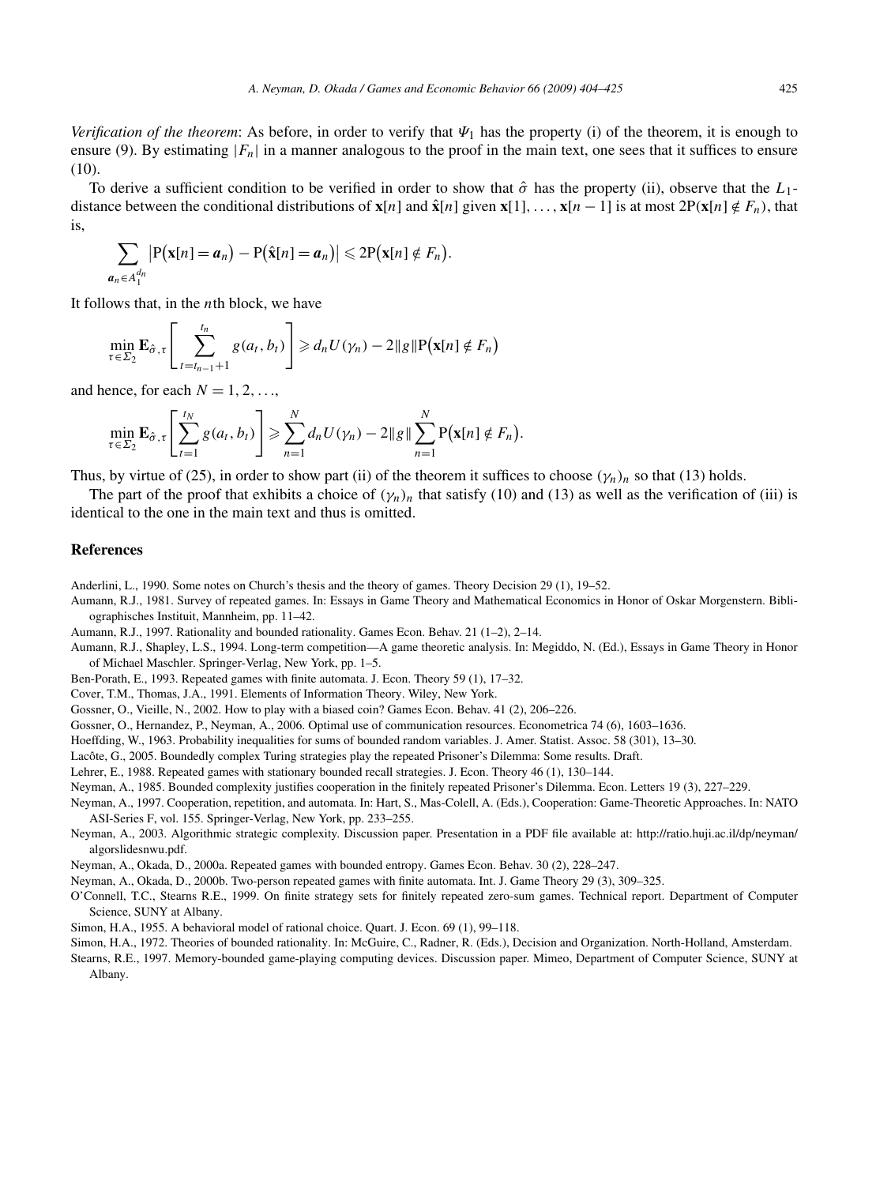*Verification of the theorem*: As before, in order to verify that $\Psi_1$ has the property (i) of the theorem, it is enough to ensure (9). By estimating $|F_n|$ in a manner analogous to the proof in the main text, one sees that it suffices to ensure (10).

To derive a sufficient condition to be verified in order to show that $\hat{\sigma}$ has the property (ii), observe that the $L_1$-distance between the conditional distributions of $\mathbf{x}[n]$ and $\hat{\mathbf{x}}[n]$ given $\mathbf{x}[1], \ldots, \mathbf{x}[n-1]$ is at most $2\mathrm{P}(\mathbf{x}[n] \notin F_n)$, that is,

$$\sum_{\boldsymbol{a}_n \in A_1^{d_n}} \left|\mathrm{P}\big(\mathbf{x}[n] = \boldsymbol{a}_n\big) - \mathrm{P}\big(\hat{\mathbf{x}}[n] = \boldsymbol{a}_n\big)\right| \leqslant 2\mathrm{P}\big(\mathbf{x}[n] \notin F_n\big).$$

It follows that, in the $n$th block, we have

$$\min_{\tau \in \Sigma_2} \mathbf{E}_{\hat{\sigma},\tau}\left[\sum_{t=t_{n-1}+1}^{t_n} g(a_t, b_t)\right] \geqslant d_n U(\gamma_n) - 2\|g\|\mathrm{P}\big(\mathbf{x}[n] \notin F_n\big)$$

and hence, for each $N = 1, 2, \ldots,$

$$\min_{\tau \in \Sigma_2} \mathbf{E}_{\hat{\sigma},\tau}\left[\sum_{t=1}^{t_N} g(a_t, b_t)\right] \geqslant \sum_{n=1}^{N} d_n U(\gamma_n) - 2\|g\| \sum_{n=1}^{N} \mathrm{P}\big(\mathbf{x}[n] \notin F_n\big).$$

Thus, by virtue of (25), in order to show part (ii) of the theorem it suffices to choose $(\gamma_n)_n$ so that (13) holds.

The part of the proof that exhibits a choice of $(\gamma_n)_n$ that satisfy (10) and (13) as well as the verification of (iii) is identical to the one in the main text and thus is omitted.

## References

Anderlini, L., 1990. Some notes on Church's thesis and the theory of games. Theory Decision 29 (1), 19–52.

Aumann, R.J., 1981. Survey of repeated games. In: Essays in Game Theory and Mathematical Economics in Honor of Oskar Morgenstern. Bibliographisches Instituit, Mannheim, pp. 11–42.

Aumann, R.J., 1997. Rationality and bounded rationality. Games Econ. Behav. 21 (1–2), 2–14.

Aumann, R.J., Shapley, L.S., 1994. Long-term competition—A game theoretic analysis. In: Megiddo, N. (Ed.), Essays in Game Theory in Honor of Michael Maschler. Springer-Verlag, New York, pp. 1–5.

Ben-Porath, E., 1993. Repeated games with finite automata. J. Econ. Theory 59 (1), 17–32.

Cover, T.M., Thomas, J.A., 1991. Elements of Information Theory. Wiley, New York.

Gossner, O., Vieille, N., 2002. How to play with a biased coin? Games Econ. Behav. 41 (2), 206–226.

Gossner, O., Hernandez, P., Neyman, A., 2006. Optimal use of communication resources. Econometrica 74 (6), 1603–1636.

Hoeffding, W., 1963. Probability inequalities for sums of bounded random variables. J. Amer. Statist. Assoc. 58 (301), 13–30.

Lacôte, G., 2005. Boundedly complex Turing strategies play the repeated Prisoner's Dilemma: Some results. Draft.

Lehrer, E., 1988. Repeated games with stationary bounded recall strategies. J. Econ. Theory 46 (1), 130–144.

Neyman, A., 1985. Bounded complexity justifies cooperation in the finitely repeated Prisoner's Dilemma. Econ. Letters 19 (3), 227–229.

Neyman, A., 1997. Cooperation, repetition, and automata. In: Hart, S., Mas-Colell, A. (Eds.), Cooperation: Game-Theoretic Approaches. In: NATO ASI-Series F, vol. 155. Springer-Verlag, New York, pp. 233–255.

Neyman, A., 2003. Algorithmic strategic complexity. Discussion paper. Presentation in a PDF file available at: http://ratio.huji.ac.il/dp/neyman/algorslidesnwu.pdf.

Neyman, A., Okada, D., 2000a. Repeated games with bounded entropy. Games Econ. Behav. 30 (2), 228–247.

Neyman, A., Okada, D., 2000b. Two-person repeated games with finite automata. Int. J. Game Theory 29 (3), 309–325.

O'Connell, T.C., Stearns R.E., 1999. On finite strategy sets for finitely repeated zero-sum games. Technical report. Department of Computer Science, SUNY at Albany.

Simon, H.A., 1955. A behavioral model of rational choice. Quart. J. Econ. 69 (1), 99–118.

Simon, H.A., 1972. Theories of bounded rationality. In: McGuire, C., Radner, R. (Eds.), Decision and Organization. North-Holland, Amsterdam.

Stearns, R.E., 1997. Memory-bounded game-playing computing devices. Discussion paper. Mimeo, Department of Computer Science, SUNY at Albany.